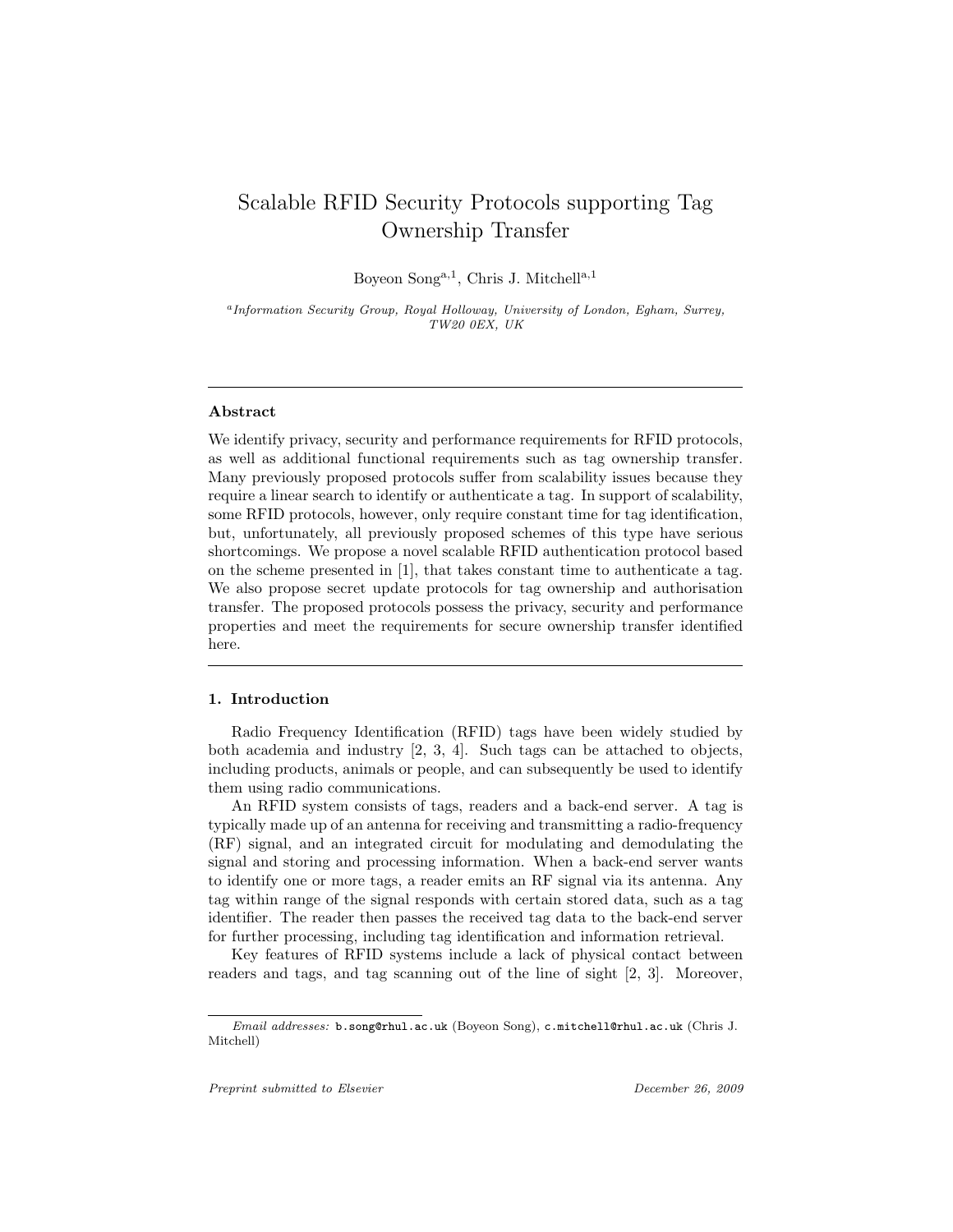# Scalable RFID Security Protocols supporting Tag Ownership Transfer

Boyeon Song[a,1], Chris J. Mitchell[a,1]

[a]*Information Security Group, Royal Holloway, University of London, Egham, Surrey, TW20 0EX, UK*

---

## Abstract

We identify privacy, security and performance requirements for RFID protocols, as well as additional functional requirements such as tag ownership transfer. Many previously proposed protocols suffer from scalability issues because they require a linear search to identify or authenticate a tag. In support of scalability, some RFID protocols, however, only require constant time for tag identification, but, unfortunately, all previously proposed schemes of this type have serious shortcomings. We propose a novel scalable RFID authentication protocol based on the scheme presented in [1], that takes constant time to authenticate a tag. We also propose secret update protocols for tag ownership and authorisation transfer. The proposed protocols possess the privacy, security and performance properties and meet the requirements for secure ownership transfer identified here.

---

### 1. Introduction

Radio Frequency Identification (RFID) tags have been widely studied by both academia and industry [2, 3, 4]. Such tags can be attached to objects, including products, animals or people, and can subsequently be used to identify them using radio communications.

An RFID system consists of tags, readers and a back-end server. A tag is typically made up of an antenna for receiving and transmitting a radio-frequency (RF) signal, and an integrated circuit for modulating and demodulating the signal and storing and processing information. When a back-end server wants to identify one or more tags, a reader emits an RF signal via its antenna. Any tag within range of the signal responds with certain stored data, such as a tag identifier. The reader then passes the received tag data to the back-end server for further processing, including tag identification and information retrieval.

Key features of RFID systems include a lack of physical contact between readers and tags, and tag scanning out of the line of sight [2, 3]. Moreover,

*Email addresses:* b.song@rhul.ac.uk (Boyeon Song), c.mitchell@rhul.ac.uk (Chris J. Mitchell)

*Preprint submitted to Elsevier* *December 26, 2009*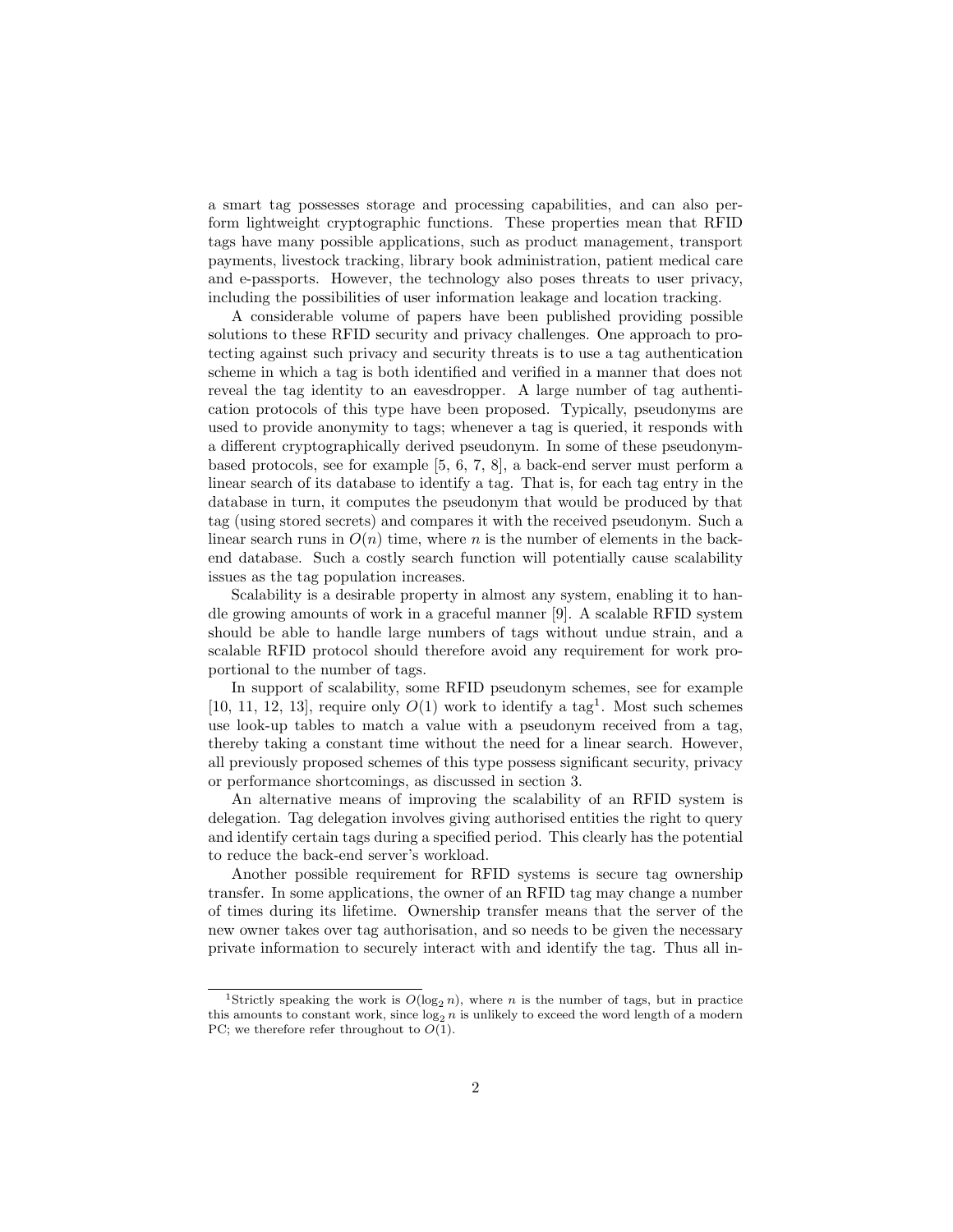a smart tag possesses storage and processing capabilities, and can also perform lightweight cryptographic functions. These properties mean that RFID tags have many possible applications, such as product management, transport payments, livestock tracking, library book administration, patient medical care and e-passports. However, the technology also poses threats to user privacy, including the possibilities of user information leakage and location tracking.

A considerable volume of papers have been published providing possible solutions to these RFID security and privacy challenges. One approach to protecting against such privacy and security threats is to use a tag authentication scheme in which a tag is both identified and verified in a manner that does not reveal the tag identity to an eavesdropper. A large number of tag authentication protocols of this type have been proposed. Typically, pseudonyms are used to provide anonymity to tags; whenever a tag is queried, it responds with a different cryptographically derived pseudonym. In some of these pseudonym-based protocols, see for example [5, 6, 7, 8], a back-end server must perform a linear search of its database to identify a tag. That is, for each tag entry in the database in turn, it computes the pseudonym that would be produced by that tag (using stored secrets) and compares it with the received pseudonym. Such a linear search runs in $O(n)$ time, where $n$ is the number of elements in the back-end database. Such a costly search function will potentially cause scalability issues as the tag population increases.

Scalability is a desirable property in almost any system, enabling it to handle growing amounts of work in a graceful manner [9]. A scalable RFID system should be able to handle large numbers of tags without undue strain, and a scalable RFID protocol should therefore avoid any requirement for work proportional to the number of tags.

In support of scalability, some RFID pseudonym schemes, see for example [10, 11, 12, 13], require only $O(1)$ work to identify a tag[1]. Most such schemes use look-up tables to match a value with a pseudonym received from a tag, thereby taking a constant time without the need for a linear search. However, all previously proposed schemes of this type possess significant security, privacy or performance shortcomings, as discussed in section 3.

An alternative means of improving the scalability of an RFID system is delegation. Tag delegation involves giving authorised entities the right to query and identify certain tags during a specified period. This clearly has the potential to reduce the back-end server's workload.

Another possible requirement for RFID systems is secure tag ownership transfer. In some applications, the owner of an RFID tag may change a number of times during its lifetime. Ownership transfer means that the server of the new owner takes over tag authorisation, and so needs to be given the necessary private information to securely interact with and identify the tag. Thus all in-

[1] Strictly speaking the work is $O(\log_2 n)$, where $n$ is the number of tags, but in practice this amounts to constant work, since $\log_2 n$ is unlikely to exceed the word length of a modern PC; we therefore refer throughout to $O(1)$.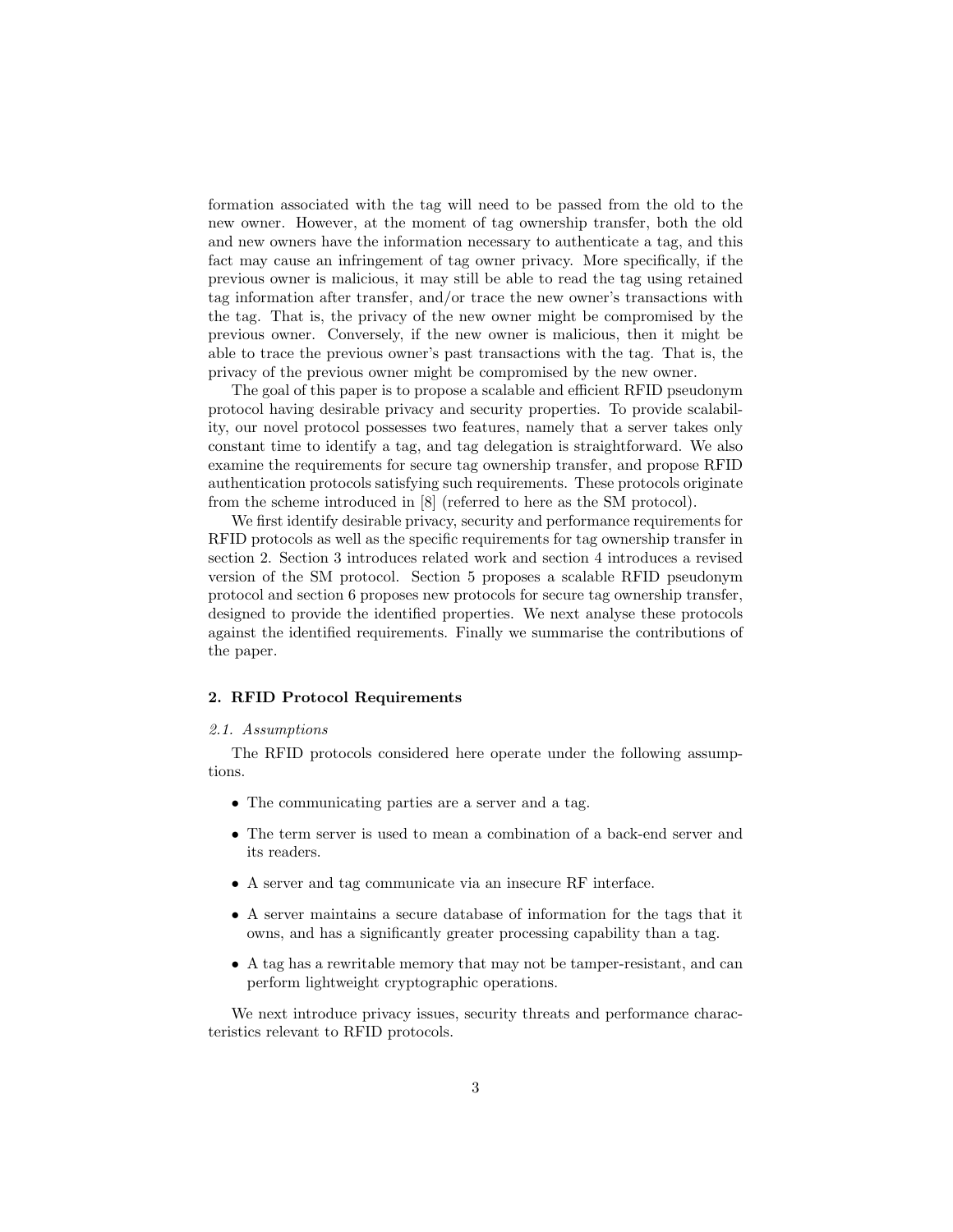formation associated with the tag will need to be passed from the old to the new owner. However, at the moment of tag ownership transfer, both the old and new owners have the information necessary to authenticate a tag, and this fact may cause an infringement of tag owner privacy. More specifically, if the previous owner is malicious, it may still be able to read the tag using retained tag information after transfer, and/or trace the new owner's transactions with the tag. That is, the privacy of the new owner might be compromised by the previous owner. Conversely, if the new owner is malicious, then it might be able to trace the previous owner's past transactions with the tag. That is, the privacy of the previous owner might be compromised by the new owner.

The goal of this paper is to propose a scalable and efficient RFID pseudonym protocol having desirable privacy and security properties. To provide scalability, our novel protocol possesses two features, namely that a server takes only constant time to identify a tag, and tag delegation is straightforward. We also examine the requirements for secure tag ownership transfer, and propose RFID authentication protocols satisfying such requirements. These protocols originate from the scheme introduced in [8] (referred to here as the SM protocol).

We first identify desirable privacy, security and performance requirements for RFID protocols as well as the specific requirements for tag ownership transfer in section 2. Section 3 introduces related work and section 4 introduces a revised version of the SM protocol. Section 5 proposes a scalable RFID pseudonym protocol and section 6 proposes new protocols for secure tag ownership transfer, designed to provide the identified properties. We next analyse these protocols against the identified requirements. Finally we summarise the contributions of the paper.

## 2. RFID Protocol Requirements

### *2.1. Assumptions*

The RFID protocols considered here operate under the following assumptions.

- The communicating parties are a server and a tag.
- The term server is used to mean a combination of a back-end server and its readers.
- A server and tag communicate via an insecure RF interface.
- A server maintains a secure database of information for the tags that it owns, and has a significantly greater processing capability than a tag.
- A tag has a rewritable memory that may not be tamper-resistant, and can perform lightweight cryptographic operations.

We next introduce privacy issues, security threats and performance characteristics relevant to RFID protocols.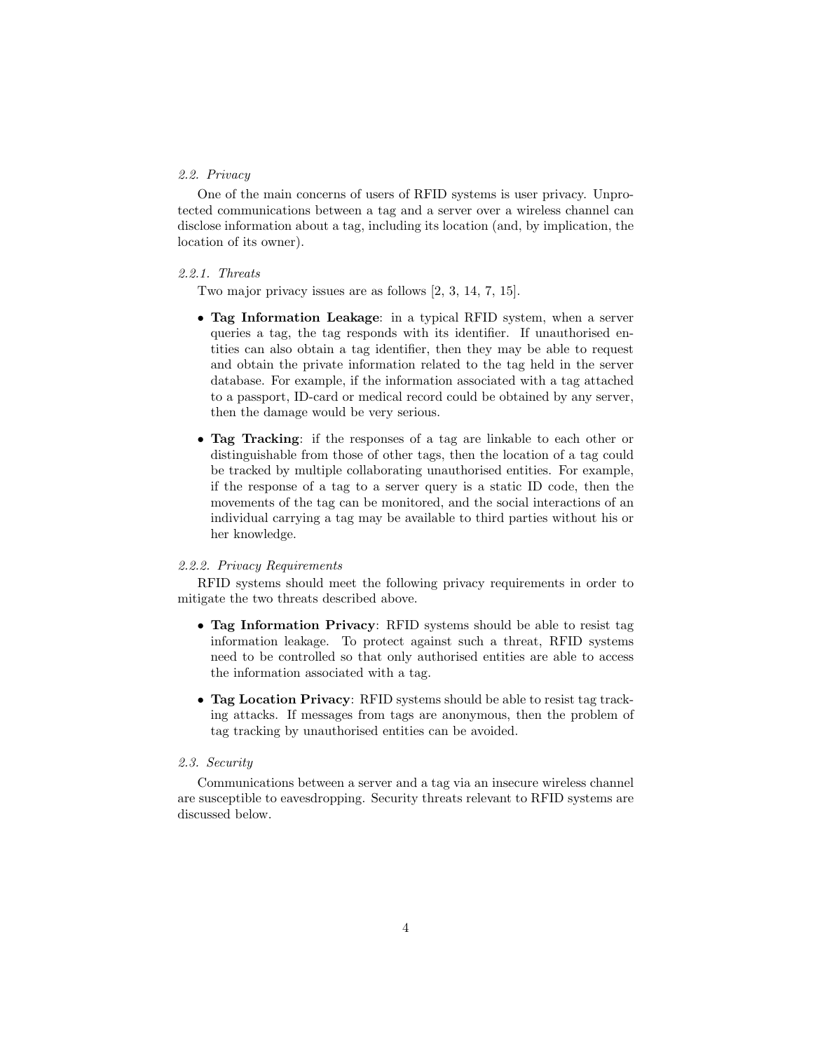### 2.2. Privacy

One of the main concerns of users of RFID systems is user privacy. Unprotected communications between a tag and a server over a wireless channel can disclose information about a tag, including its location (and, by implication, the location of its owner).

#### 2.2.1. Threats

Two major privacy issues are as follows [2, 3, 14, 7, 15].

- **Tag Information Leakage**: in a typical RFID system, when a server queries a tag, the tag responds with its identifier. If unauthorised entities can also obtain a tag identifier, then they may be able to request and obtain the private information related to the tag held in the server database. For example, if the information associated with a tag attached to a passport, ID-card or medical record could be obtained by any server, then the damage would be very serious.
- **Tag Tracking**: if the responses of a tag are linkable to each other or distinguishable from those of other tags, then the location of a tag could be tracked by multiple collaborating unauthorised entities. For example, if the response of a tag to a server query is a static ID code, then the movements of the tag can be monitored, and the social interactions of an individual carrying a tag may be available to third parties without his or her knowledge.

#### 2.2.2. Privacy Requirements

RFID systems should meet the following privacy requirements in order to mitigate the two threats described above.

- **Tag Information Privacy**: RFID systems should be able to resist tag information leakage. To protect against such a threat, RFID systems need to be controlled so that only authorised entities are able to access the information associated with a tag.
- **Tag Location Privacy**: RFID systems should be able to resist tag tracking attacks. If messages from tags are anonymous, then the problem of tag tracking by unauthorised entities can be avoided.

### 2.3. Security

Communications between a server and a tag via an insecure wireless channel are susceptible to eavesdropping. Security threats relevant to RFID systems are discussed below.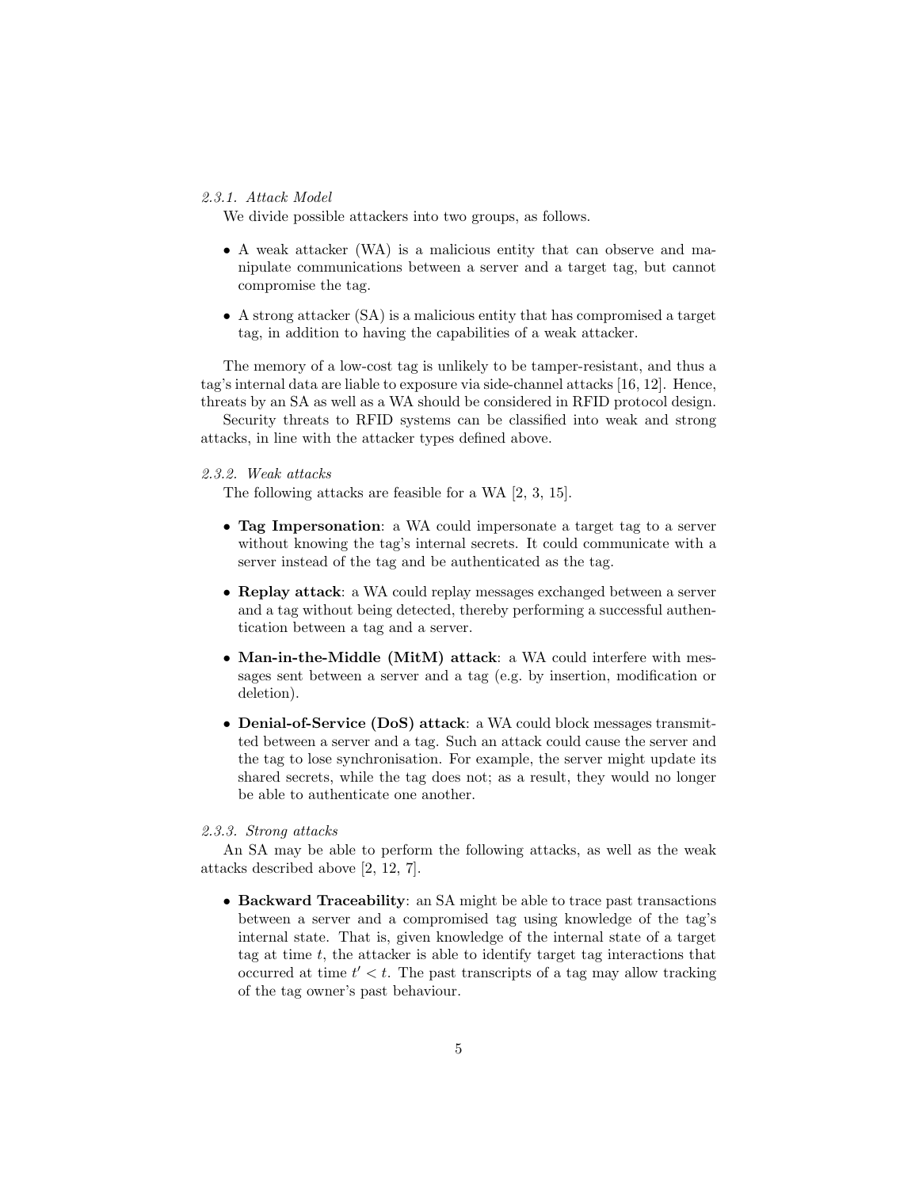#### 2.3.1. Attack Model

We divide possible attackers into two groups, as follows.

- A weak attacker (WA) is a malicious entity that can observe and manipulate communications between a server and a target tag, but cannot compromise the tag.
- A strong attacker (SA) is a malicious entity that has compromised a target tag, in addition to having the capabilities of a weak attacker.

The memory of a low-cost tag is unlikely to be tamper-resistant, and thus a tag's internal data are liable to exposure via side-channel attacks [16, 12]. Hence, threats by an SA as well as a WA should be considered in RFID protocol design.

Security threats to RFID systems can be classified into weak and strong attacks, in line with the attacker types defined above.

#### 2.3.2. Weak attacks

The following attacks are feasible for a WA [2, 3, 15].

- **Tag Impersonation**: a WA could impersonate a target tag to a server without knowing the tag's internal secrets. It could communicate with a server instead of the tag and be authenticated as the tag.
- **Replay attack**: a WA could replay messages exchanged between a server and a tag without being detected, thereby performing a successful authentication between a tag and a server.
- **Man-in-the-Middle (MitM) attack**: a WA could interfere with messages sent between a server and a tag (e.g. by insertion, modification or deletion).
- **Denial-of-Service (DoS) attack**: a WA could block messages transmitted between a server and a tag. Such an attack could cause the server and the tag to lose synchronisation. For example, the server might update its shared secrets, while the tag does not; as a result, they would no longer be able to authenticate one another.

#### 2.3.3. Strong attacks

An SA may be able to perform the following attacks, as well as the weak attacks described above [2, 12, 7].

- **Backward Traceability**: an SA might be able to trace past transactions between a server and a compromised tag using knowledge of the tag's internal state. That is, given knowledge of the internal state of a target tag at time $t$, the attacker is able to identify target tag interactions that occurred at time $t' < t$. The past transcripts of a tag may allow tracking of the tag owner's past behaviour.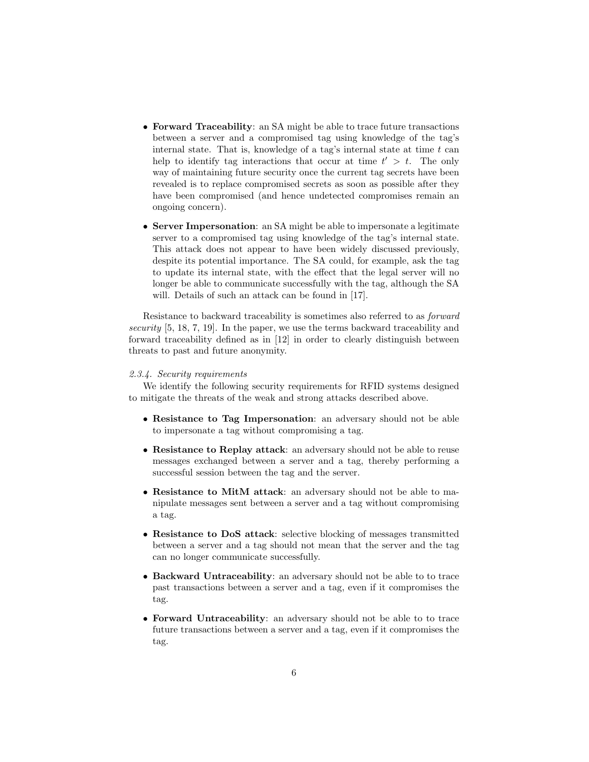- **Forward Traceability**: an SA might be able to trace future transactions between a server and a compromised tag using knowledge of the tag's internal state. That is, knowledge of a tag's internal state at time $t$ can help to identify tag interactions that occur at time $t' > t$. The only way of maintaining future security once the current tag secrets have been revealed is to replace compromised secrets as soon as possible after they have been compromised (and hence undetected compromises remain an ongoing concern).

- **Server Impersonation**: an SA might be able to impersonate a legitimate server to a compromised tag using knowledge of the tag's internal state. This attack does not appear to have been widely discussed previously, despite its potential importance. The SA could, for example, ask the tag to update its internal state, with the effect that the legal server will no longer be able to communicate successfully with the tag, although the SA will. Details of such an attack can be found in [17].

Resistance to backward traceability is sometimes also referred to as *forward security* [5, 18, 7, 19]. In the paper, we use the terms backward traceability and forward traceability defined as in [12] in order to clearly distinguish between threats to past and future anonymity.

*2.3.4. Security requirements*

We identify the following security requirements for RFID systems designed to mitigate the threats of the weak and strong attacks described above.

- **Resistance to Tag Impersonation**: an adversary should not be able to impersonate a tag without compromising a tag.

- **Resistance to Replay attack**: an adversary should not be able to reuse messages exchanged between a server and a tag, thereby performing a successful session between the tag and the server.

- **Resistance to MitM attack**: an adversary should not be able to manipulate messages sent between a server and a tag without compromising a tag.

- **Resistance to DoS attack**: selective blocking of messages transmitted between a server and a tag should not mean that the server and the tag can no longer communicate successfully.

- **Backward Untraceability**: an adversary should not be able to to trace past transactions between a server and a tag, even if it compromises the tag.

- **Forward Untraceability**: an adversary should not be able to to trace future transactions between a server and a tag, even if it compromises the tag.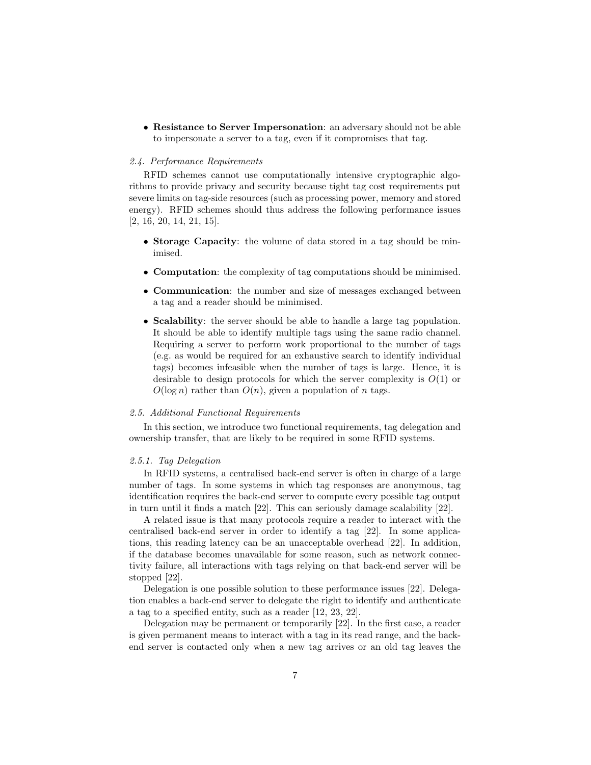- **Resistance to Server Impersonation**: an adversary should not be able to impersonate a server to a tag, even if it compromises that tag.

### *2.4. Performance Requirements*

RFID schemes cannot use computationally intensive cryptographic algorithms to provide privacy and security because tight tag cost requirements put severe limits on tag-side resources (such as processing power, memory and stored energy). RFID schemes should thus address the following performance issues [2, 16, 20, 14, 21, 15].

- **Storage Capacity**: the volume of data stored in a tag should be minimised.
- **Computation**: the complexity of tag computations should be minimised.
- **Communication**: the number and size of messages exchanged between a tag and a reader should be minimised.
- **Scalability**: the server should be able to handle a large tag population. It should be able to identify multiple tags using the same radio channel. Requiring a server to perform work proportional to the number of tags (e.g. as would be required for an exhaustive search to identify individual tags) becomes infeasible when the number of tags is large. Hence, it is desirable to design protocols for which the server complexity is $O(1)$ or $O(\log n)$ rather than $O(n)$, given a population of $n$ tags.

### *2.5. Additional Functional Requirements*

In this section, we introduce two functional requirements, tag delegation and ownership transfer, that are likely to be required in some RFID systems.

#### *2.5.1. Tag Delegation*

In RFID systems, a centralised back-end server is often in charge of a large number of tags. In some systems in which tag responses are anonymous, tag identification requires the back-end server to compute every possible tag output in turn until it finds a match [22]. This can seriously damage scalability [22].

A related issue is that many protocols require a reader to interact with the centralised back-end server in order to identify a tag [22]. In some applications, this reading latency can be an unacceptable overhead [22]. In addition, if the database becomes unavailable for some reason, such as network connectivity failure, all interactions with tags relying on that back-end server will be stopped [22].

Delegation is one possible solution to these performance issues [22]. Delegation enables a back-end server to delegate the right to identify and authenticate a tag to a specified entity, such as a reader [12, 23, 22].

Delegation may be permanent or temporarily [22]. In the first case, a reader is given permanent means to interact with a tag in its read range, and the back-end server is contacted only when a new tag arrives or an old tag leaves the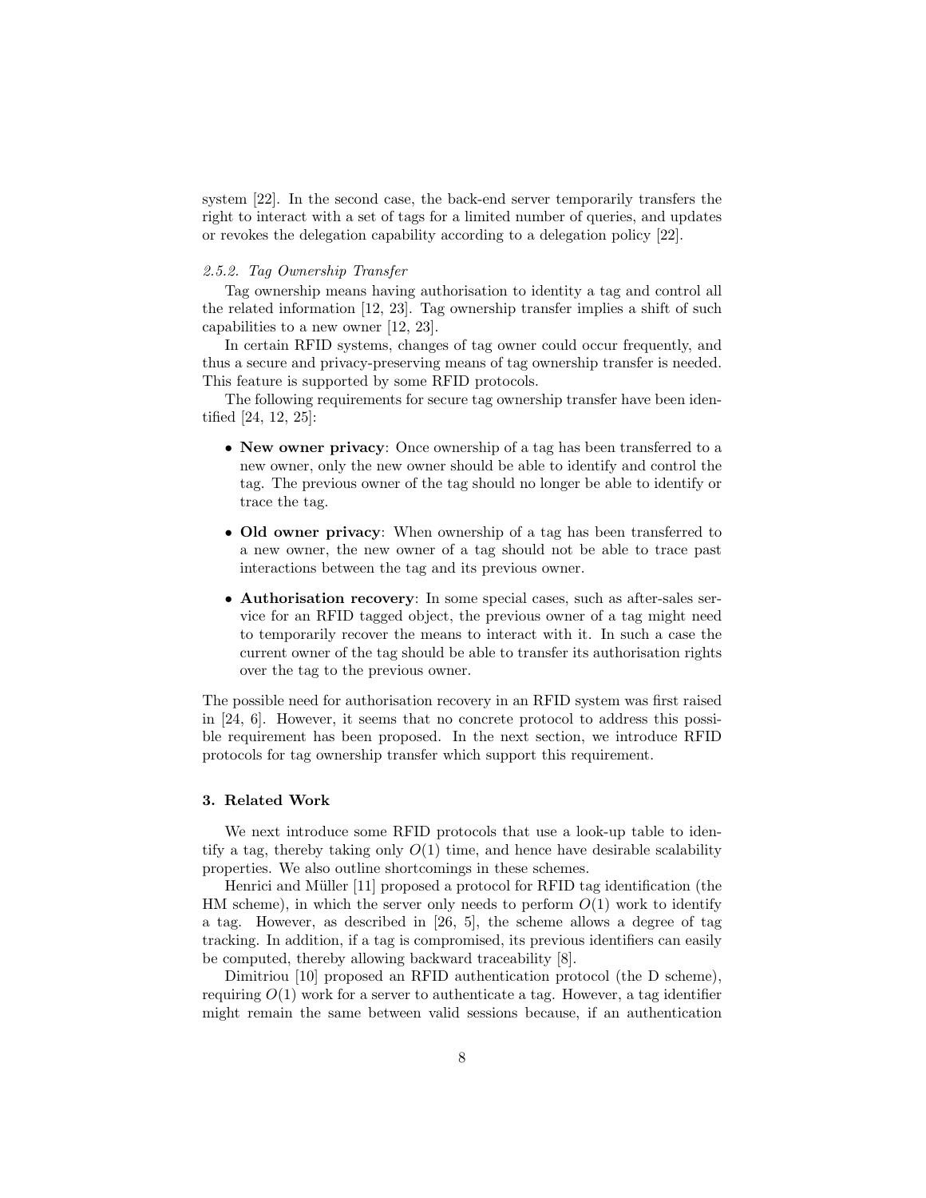system [22]. In the second case, the back-end server temporarily transfers the right to interact with a set of tags for a limited number of queries, and updates or revokes the delegation capability according to a delegation policy [22].

#### *2.5.2. Tag Ownership Transfer*

Tag ownership means having authorisation to identity a tag and control all the related information [12, 23]. Tag ownership transfer implies a shift of such capabilities to a new owner [12, 23].

In certain RFID systems, changes of tag owner could occur frequently, and thus a secure and privacy-preserving means of tag ownership transfer is needed. This feature is supported by some RFID protocols.

The following requirements for secure tag ownership transfer have been identified [24, 12, 25]:

- **New owner privacy**: Once ownership of a tag has been transferred to a new owner, only the new owner should be able to identify and control the tag. The previous owner of the tag should no longer be able to identify or trace the tag.
- **Old owner privacy**: When ownership of a tag has been transferred to a new owner, the new owner of a tag should not be able to trace past interactions between the tag and its previous owner.
- **Authorisation recovery**: In some special cases, such as after-sales service for an RFID tagged object, the previous owner of a tag might need to temporarily recover the means to interact with it. In such a case the current owner of the tag should be able to transfer its authorisation rights over the tag to the previous owner.

The possible need for authorisation recovery in an RFID system was first raised in [24, 6]. However, it seems that no concrete protocol to address this possible requirement has been proposed. In the next section, we introduce RFID protocols for tag ownership transfer which support this requirement.

## 3. Related Work

We next introduce some RFID protocols that use a look-up table to identify a tag, thereby taking only $O(1)$ time, and hence have desirable scalability properties. We also outline shortcomings in these schemes.

Henrici and Müller [11] proposed a protocol for RFID tag identification (the HM scheme), in which the server only needs to perform $O(1)$ work to identify a tag. However, as described in [26, 5], the scheme allows a degree of tag tracking. In addition, if a tag is compromised, its previous identifiers can easily be computed, thereby allowing backward traceability [8].

Dimitriou [10] proposed an RFID authentication protocol (the D scheme), requiring $O(1)$ work for a server to authenticate a tag. However, a tag identifier might remain the same between valid sessions because, if an authentication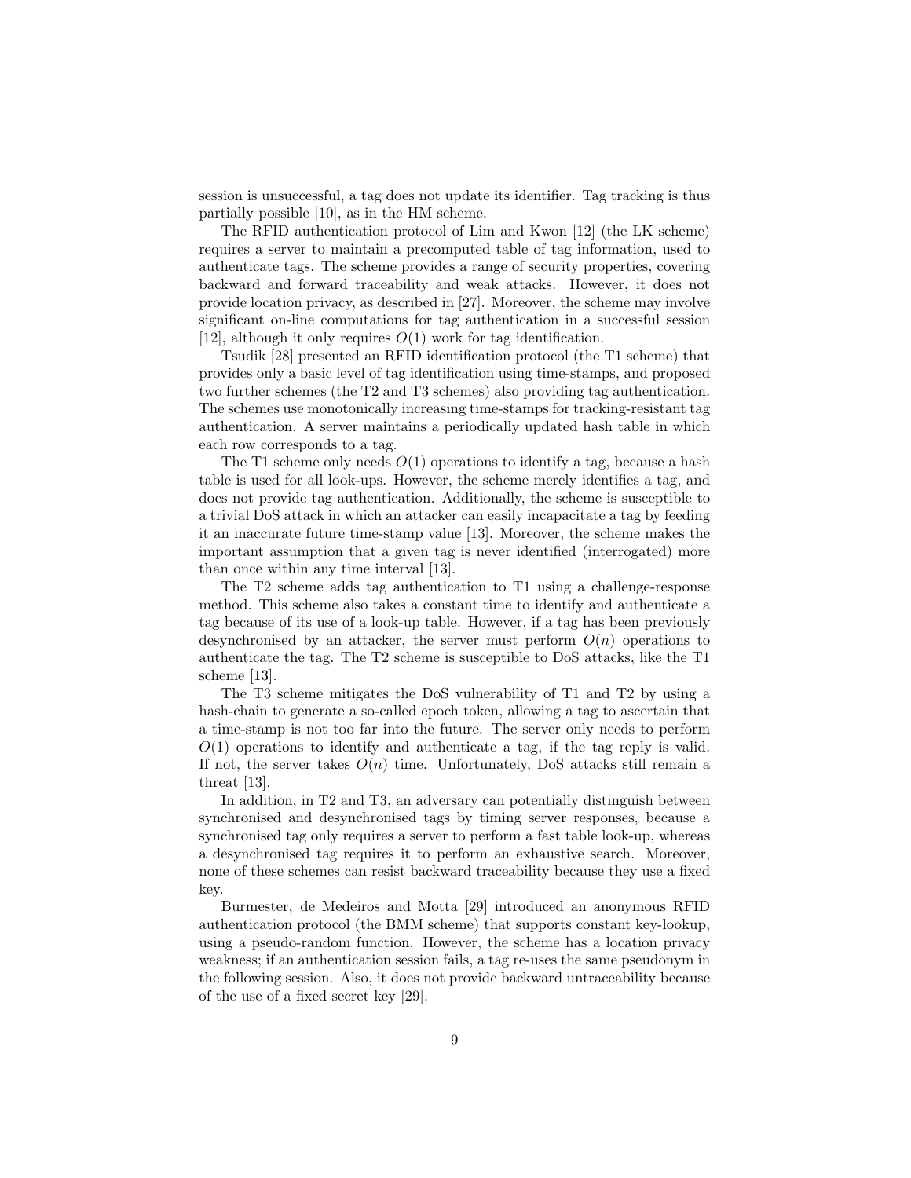session is unsuccessful, a tag does not update its identifier. Tag tracking is thus partially possible [10], as in the HM scheme.

The RFID authentication protocol of Lim and Kwon [12] (the LK scheme) requires a server to maintain a precomputed table of tag information, used to authenticate tags. The scheme provides a range of security properties, covering backward and forward traceability and weak attacks. However, it does not provide location privacy, as described in [27]. Moreover, the scheme may involve significant on-line computations for tag authentication in a successful session [12], although it only requires $O(1)$ work for tag identification.

Tsudik [28] presented an RFID identification protocol (the T1 scheme) that provides only a basic level of tag identification using time-stamps, and proposed two further schemes (the T2 and T3 schemes) also providing tag authentication. The schemes use monotonically increasing time-stamps for tracking-resistant tag authentication. A server maintains a periodically updated hash table in which each row corresponds to a tag.

The T1 scheme only needs $O(1)$ operations to identify a tag, because a hash table is used for all look-ups. However, the scheme merely identifies a tag, and does not provide tag authentication. Additionally, the scheme is susceptible to a trivial DoS attack in which an attacker can easily incapacitate a tag by feeding it an inaccurate future time-stamp value [13]. Moreover, the scheme makes the important assumption that a given tag is never identified (interrogated) more than once within any time interval [13].

The T2 scheme adds tag authentication to T1 using a challenge-response method. This scheme also takes a constant time to identify and authenticate a tag because of its use of a look-up table. However, if a tag has been previously desynchronised by an attacker, the server must perform $O(n)$ operations to authenticate the tag. The T2 scheme is susceptible to DoS attacks, like the T1 scheme [13].

The T3 scheme mitigates the DoS vulnerability of T1 and T2 by using a hash-chain to generate a so-called epoch token, allowing a tag to ascertain that a time-stamp is not too far into the future. The server only needs to perform $O(1)$ operations to identify and authenticate a tag, if the tag reply is valid. If not, the server takes $O(n)$ time. Unfortunately, DoS attacks still remain a threat [13].

In addition, in T2 and T3, an adversary can potentially distinguish between synchronised and desynchronised tags by timing server responses, because a synchronised tag only requires a server to perform a fast table look-up, whereas a desynchronised tag requires it to perform an exhaustive search. Moreover, none of these schemes can resist backward traceability because they use a fixed key.

Burmester, de Medeiros and Motta [29] introduced an anonymous RFID authentication protocol (the BMM scheme) that supports constant key-lookup, using a pseudo-random function. However, the scheme has a location privacy weakness; if an authentication session fails, a tag re-uses the same pseudonym in the following session. Also, it does not provide backward untraceability because of the use of a fixed secret key [29].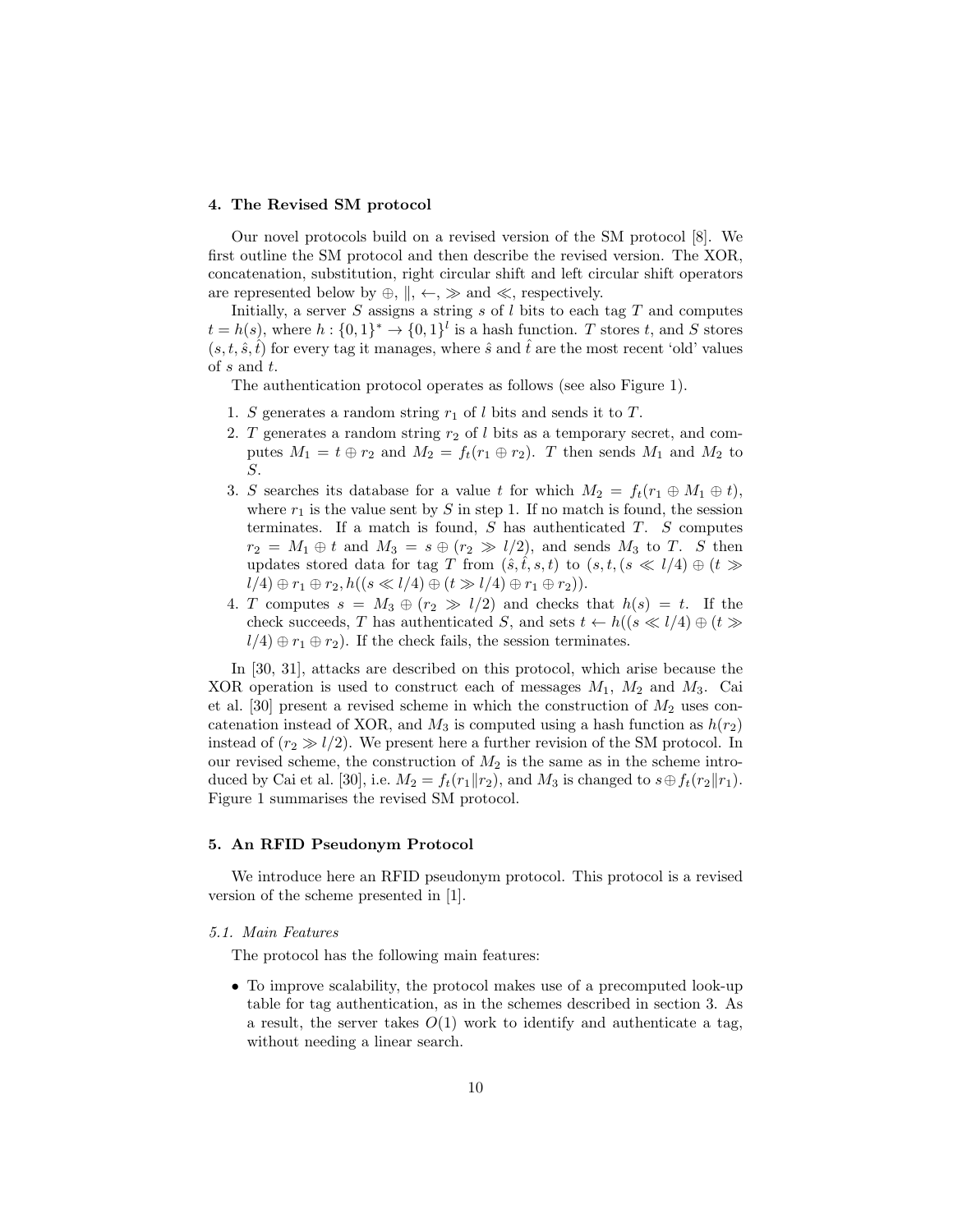## 4. The Revised SM protocol

Our novel protocols build on a revised version of the SM protocol [8]. We first outline the SM protocol and then describe the revised version. The XOR, concatenation, substitution, right circular shift and left circular shift operators are represented below by $\oplus$, $\|$, $\leftarrow$, $\gg$ and $\ll$, respectively.

Initially, a server $S$ assigns a string $s$ of $l$ bits to each tag $T$ and computes $t = h(s)$, where $h : \{0,1\}^* \to \{0,1\}^l$ is a hash function. $T$ stores $t$, and $S$ stores $(s, t, \hat{s}, \hat{t})$ for every tag it manages, where $\hat{s}$ and $\hat{t}$ are the most recent 'old' values of $s$ and $t$.

The authentication protocol operates as follows (see also Figure 1).

1. $S$ generates a random string $r_1$ of $l$ bits and sends it to $T$.
2. $T$ generates a random string $r_2$ of $l$ bits as a temporary secret, and computes $M_1 = t \oplus r_2$ and $M_2 = f_t(r_1 \oplus r_2)$. $T$ then sends $M_1$ and $M_2$ to $S$.
3. $S$ searches its database for a value $t$ for which $M_2 = f_t(r_1 \oplus M_1 \oplus t)$, where $r_1$ is the value sent by $S$ in step 1. If no match is found, the session terminates. If a match is found, $S$ has authenticated $T$. $S$ computes $r_2 = M_1 \oplus t$ and $M_3 = s \oplus (r_2 \gg l/2)$, and sends $M_3$ to $T$. $S$ then updates stored data for tag $T$ from $(\hat{s}, \hat{t}, s, t)$ to $(s, t, (s \ll l/4) \oplus (t \gg l/4) \oplus r_1 \oplus r_2, h((s \ll l/4) \oplus (t \gg l/4) \oplus r_1 \oplus r_2))$.
4. $T$ computes $s = M_3 \oplus (r_2 \gg l/2)$ and checks that $h(s) = t$. If the check succeeds, $T$ has authenticated $S$, and sets $t \leftarrow h((s \ll l/4) \oplus (t \gg l/4) \oplus r_1 \oplus r_2)$. If the check fails, the session terminates.

In [30, 31], attacks are described on this protocol, which arise because the XOR operation is used to construct each of messages $M_1$, $M_2$ and $M_3$. Cai et al. [30] present a revised scheme in which the construction of $M_2$ uses concatenation instead of XOR, and $M_3$ is computed using a hash function as $h(r_2)$ instead of $(r_2 \gg l/2)$. We present here a further revision of the SM protocol. In our revised scheme, the construction of $M_2$ is the same as in the scheme introduced by Cai et al. [30], i.e. $M_2 = f_t(r_1 \| r_2)$, and $M_3$ is changed to $s \oplus f_t(r_2 \| r_1)$. Figure 1 summarises the revised SM protocol.

## 5. An RFID Pseudonym Protocol

We introduce here an RFID pseudonym protocol. This protocol is a revised version of the scheme presented in [1].

### 5.1. Main Features

The protocol has the following main features:

- To improve scalability, the protocol makes use of a precomputed look-up table for tag authentication, as in the schemes described in section 3. As a result, the server takes $O(1)$ work to identify and authenticate a tag, without needing a linear search.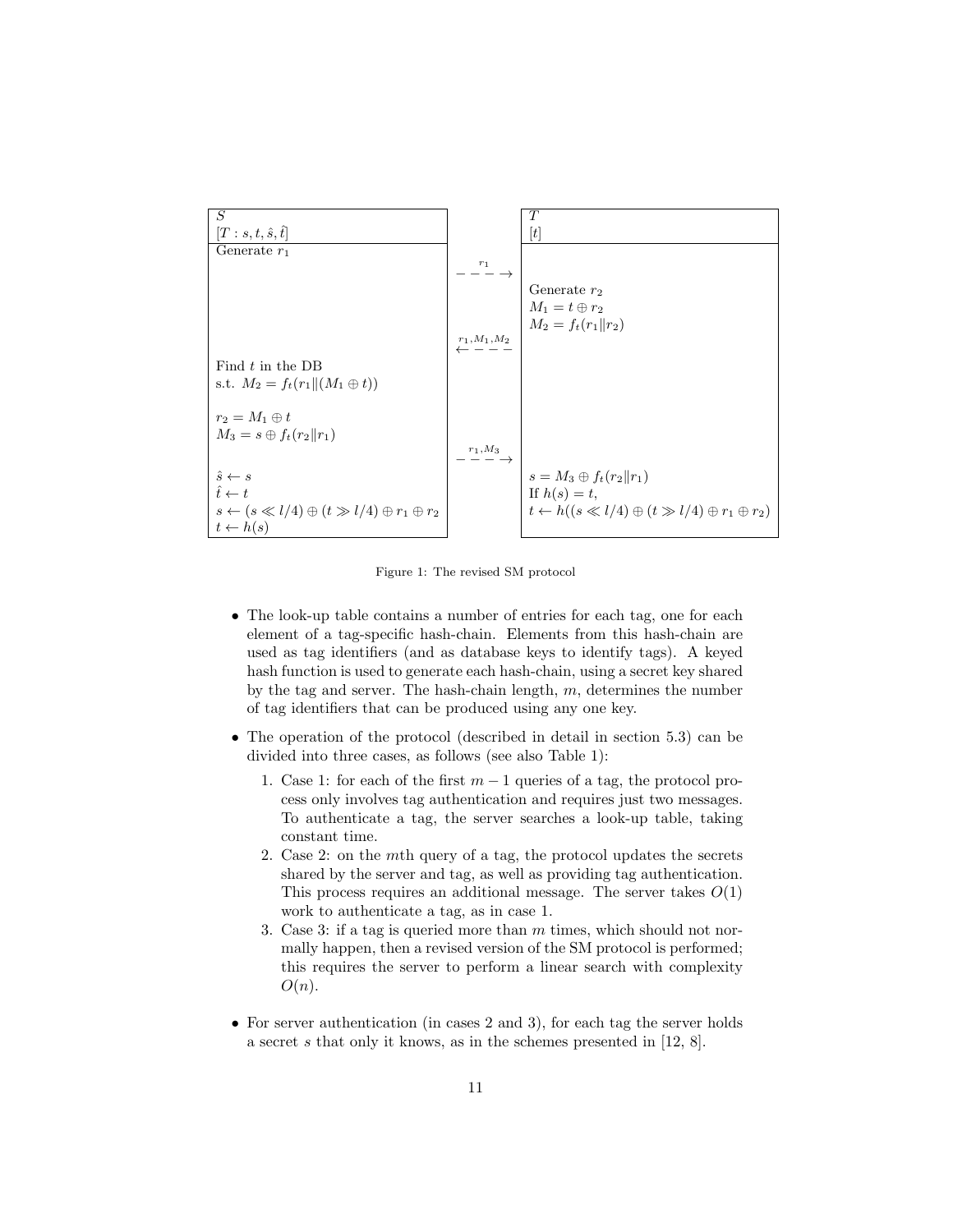| $S$ | | $T$ |
|---|---|---|
| $[T : s, t, \hat{s}, \hat{t}]$ | | $[t]$ |
| Generate $r_1$ | $\xrightarrow{r_1}$ | |
| | | Generate $r_2$ <br> $M_1 = t \oplus r_2$ <br> $M_2 = f_t(r_1 \| r_2)$ |
| | $\xleftarrow{r_1, M_1, M_2}$ | |
| Find $t$ in the DB <br> s.t. $M_2 = f_t(r_1 \| (M_1 \oplus t))$ <br><br> $r_2 = M_1 \oplus t$ <br> $M_3 = s \oplus f_t(r_2 \| r_1)$ | | |
| | $\xrightarrow{r_1, M_3}$ | |
| $\hat{s} \leftarrow s$ <br> $\hat{t} \leftarrow t$ <br> $s \leftarrow (s \ll l/4) \oplus (t \gg l/4) \oplus r_1 \oplus r_2$ <br> $t \leftarrow h(s)$ | | $s = M_3 \oplus f_t(r_2 \| r_1)$ <br> If $h(s) = t$, <br> $t \leftarrow h((s \ll l/4) \oplus (t \gg l/4) \oplus r_1 \oplus r_2)$ |

Figure 1: The revised SM protocol

- The look-up table contains a number of entries for each tag, one for each element of a tag-specific hash-chain. Elements from this hash-chain are used as tag identifiers (and as database keys to identify tags). A keyed hash function is used to generate each hash-chain, using a secret key shared by the tag and server. The hash-chain length, $m$, determines the number of tag identifiers that can be produced using any one key.

- The operation of the protocol (described in detail in section 5.3) can be divided into three cases, as follows (see also Table 1):

  1. Case 1: for each of the first $m - 1$ queries of a tag, the protocol process only involves tag authentication and requires just two messages. To authenticate a tag, the server searches a look-up table, taking constant time.
  2. Case 2: on the $m$th query of a tag, the protocol updates the secrets shared by the server and tag, as well as providing tag authentication. This process requires an additional message. The server takes $O(1)$ work to authenticate a tag, as in case 1.
  3. Case 3: if a tag is queried more than $m$ times, which should not normally happen, then a revised version of the SM protocol is performed; this requires the server to perform a linear search with complexity $O(n)$.

- For server authentication (in cases 2 and 3), for each tag the server holds a secret $s$ that only it knows, as in the schemes presented in [12, 8].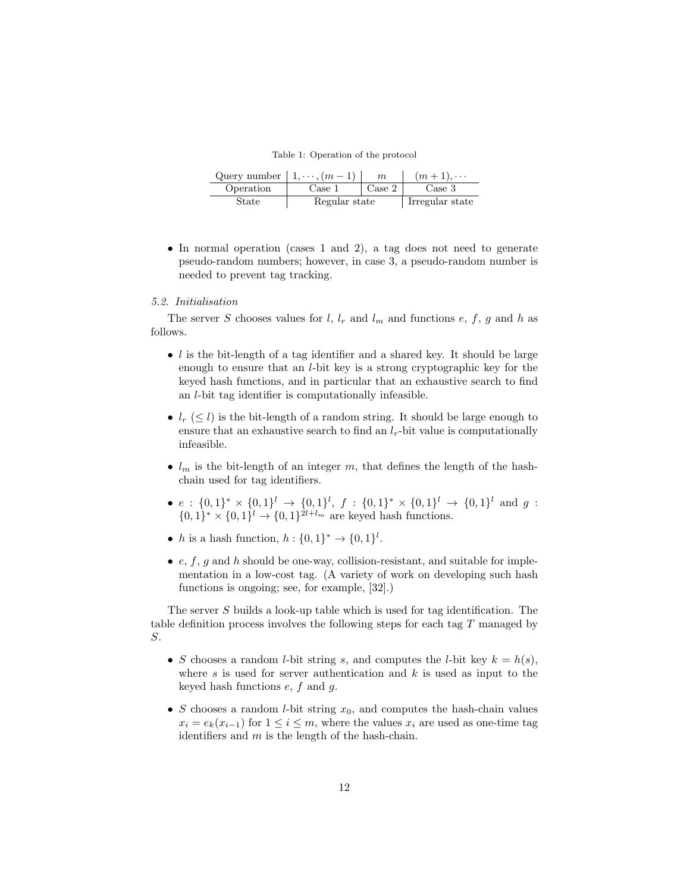Table 1: Operation of the protocol

| Query number | $1, \cdots, (m-1)$ | $m$ | $(m+1), \cdots$ |
|---|---|---|---|
| Operation | Case 1 | Case 2 | Case 3 |
| State | Regular state | | Irregular state |

- In normal operation (cases 1 and 2), a tag does not need to generate pseudo-random numbers; however, in case 3, a pseudo-random number is needed to prevent tag tracking.

*5.2. Initialisation*

The server $S$ chooses values for $l$, $l_r$ and $l_m$ and functions $e$, $f$, $g$ and $h$ as follows.

- $l$ is the bit-length of a tag identifier and a shared key. It should be large enough to ensure that an $l$-bit key is a strong cryptographic key for the keyed hash functions, and in particular that an exhaustive search to find an $l$-bit tag identifier is computationally infeasible.
- $l_r$ ($\leq l$) is the bit-length of a random string. It should be large enough to ensure that an exhaustive search to find an $l_r$-bit value is computationally infeasible.
- $l_m$ is the bit-length of an integer $m$, that defines the length of the hash-chain used for tag identifiers.
- $e : \{0,1\}^* \times \{0,1\}^l \rightarrow \{0,1\}^l$, $f : \{0,1\}^* \times \{0,1\}^l \rightarrow \{0,1\}^l$ and $g : \{0,1\}^* \times \{0,1\}^l \rightarrow \{0,1\}^{2l+l_m}$ are keyed hash functions.
- $h$ is a hash function, $h : \{0,1\}^* \rightarrow \{0,1\}^l$.
- $e$, $f$, $g$ and $h$ should be one-way, collision-resistant, and suitable for implementation in a low-cost tag. (A variety of work on developing such hash functions is ongoing; see, for example, [32].)

The server $S$ builds a look-up table which is used for tag identification. The table definition process involves the following steps for each tag $T$ managed by $S$.

- $S$ chooses a random $l$-bit string $s$, and computes the $l$-bit key $k = h(s)$, where $s$ is used for server authentication and $k$ is used as input to the keyed hash functions $e$, $f$ and $g$.
- $S$ chooses a random $l$-bit string $x_0$, and computes the hash-chain values $x_i = e_k(x_{i-1})$ for $1 \leq i \leq m$, where the values $x_i$ are used as one-time tag identifiers and $m$ is the length of the hash-chain.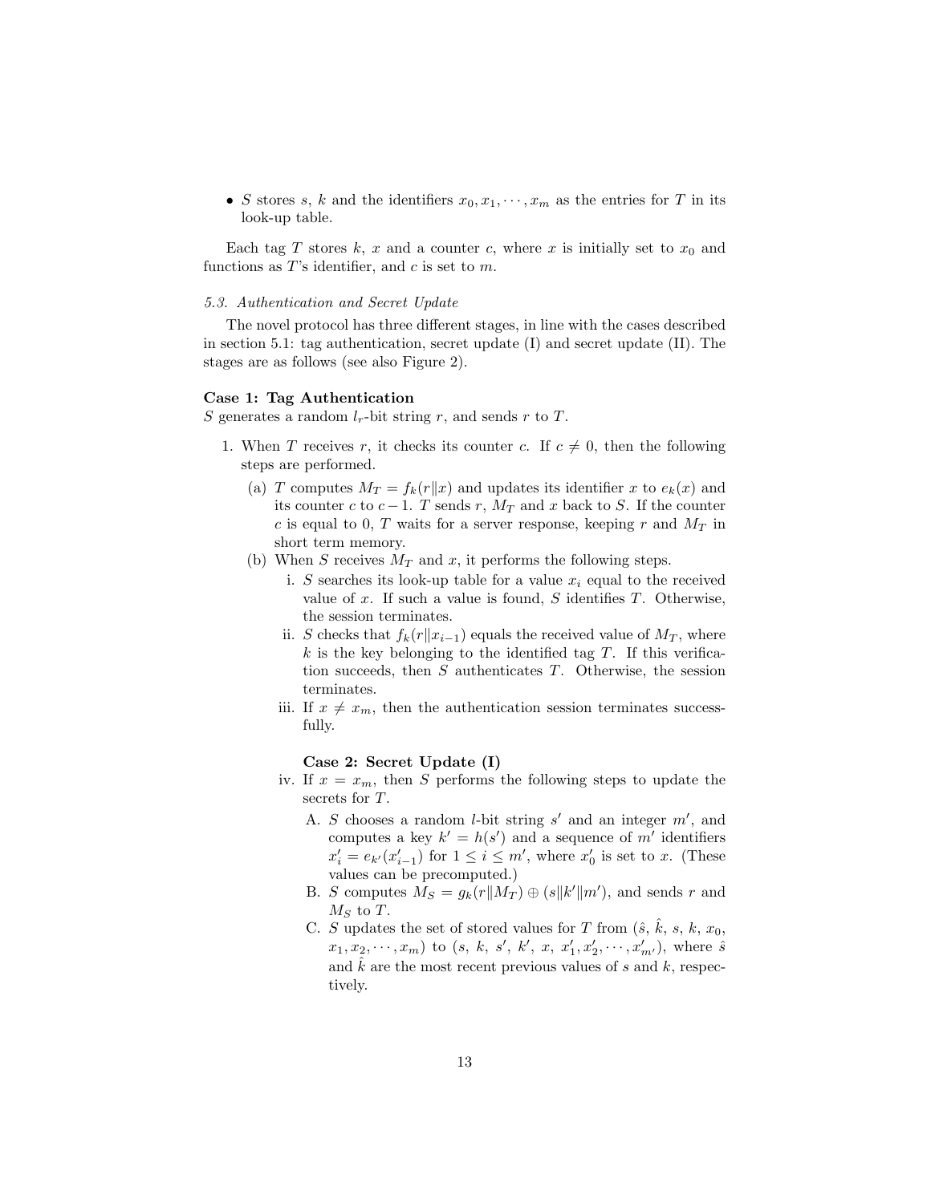- $S$ stores $s$, $k$ and the identifiers $x_0, x_1, \cdots, x_m$ as the entries for $T$ in its look-up table.

Each tag $T$ stores $k$, $x$ and a counter $c$, where $x$ is initially set to $x_0$ and functions as $T$'s identifier, and $c$ is set to $m$.

### *5.3. Authentication and Secret Update*

The novel protocol has three different stages, in line with the cases described in section 5.1: tag authentication, secret update (I) and secret update (II). The stages are as follows (see also Figure 2).

**Case 1: Tag Authentication**

$S$ generates a random $l_r$-bit string $r$, and sends $r$ to $T$.

1. When $T$ receives $r$, it checks its counter $c$. If $c \neq 0$, then the following steps are performed.
   (a) $T$ computes $M_T = f_k(r \| x)$ and updates its identifier $x$ to $e_k(x)$ and its counter $c$ to $c-1$. $T$ sends $r$, $M_T$ and $x$ back to $S$. If the counter $c$ is equal to 0, $T$ waits for a server response, keeping $r$ and $M_T$ in short term memory.
   (b) When $S$ receives $M_T$ and $x$, it performs the following steps.
      i. $S$ searches its look-up table for a value $x_i$ equal to the received value of $x$. If such a value is found, $S$ identifies $T$. Otherwise, the session terminates.
      ii. $S$ checks that $f_k(r \| x_{i-1})$ equals the received value of $M_T$, where $k$ is the key belonging to the identified tag $T$. If this verification succeeds, then $S$ authenticates $T$. Otherwise, the session terminates.
      iii. If $x \neq x_m$, then the authentication session terminates successfully.

      **Case 2: Secret Update (I)**

      iv. If $x = x_m$, then $S$ performs the following steps to update the secrets for $T$.
         A. $S$ chooses a random $l$-bit string $s'$ and an integer $m'$, and computes a key $k' = h(s')$ and a sequence of $m'$ identifiers $x'_i = e_{k'}(x'_{i-1})$ for $1 \leq i \leq m'$, where $x'_0$ is set to $x$. (These values can be precomputed.)
         B. $S$ computes $M_S = g_k(r \| M_T) \oplus (s \| k' \| m')$, and sends $r$ and $M_S$ to $T$.
         C. $S$ updates the set of stored values for $T$ from ($\hat{s}$, $\hat{k}$, $s$, $k$, $x_0$, $x_1, x_2, \cdots, x_m$) to ($s$, $k$, $s'$, $k'$, $x$, $x'_1, x'_2, \cdots, x'_{m'}$), where $\hat{s}$ and $\hat{k}$ are the most recent previous values of $s$ and $k$, respectively.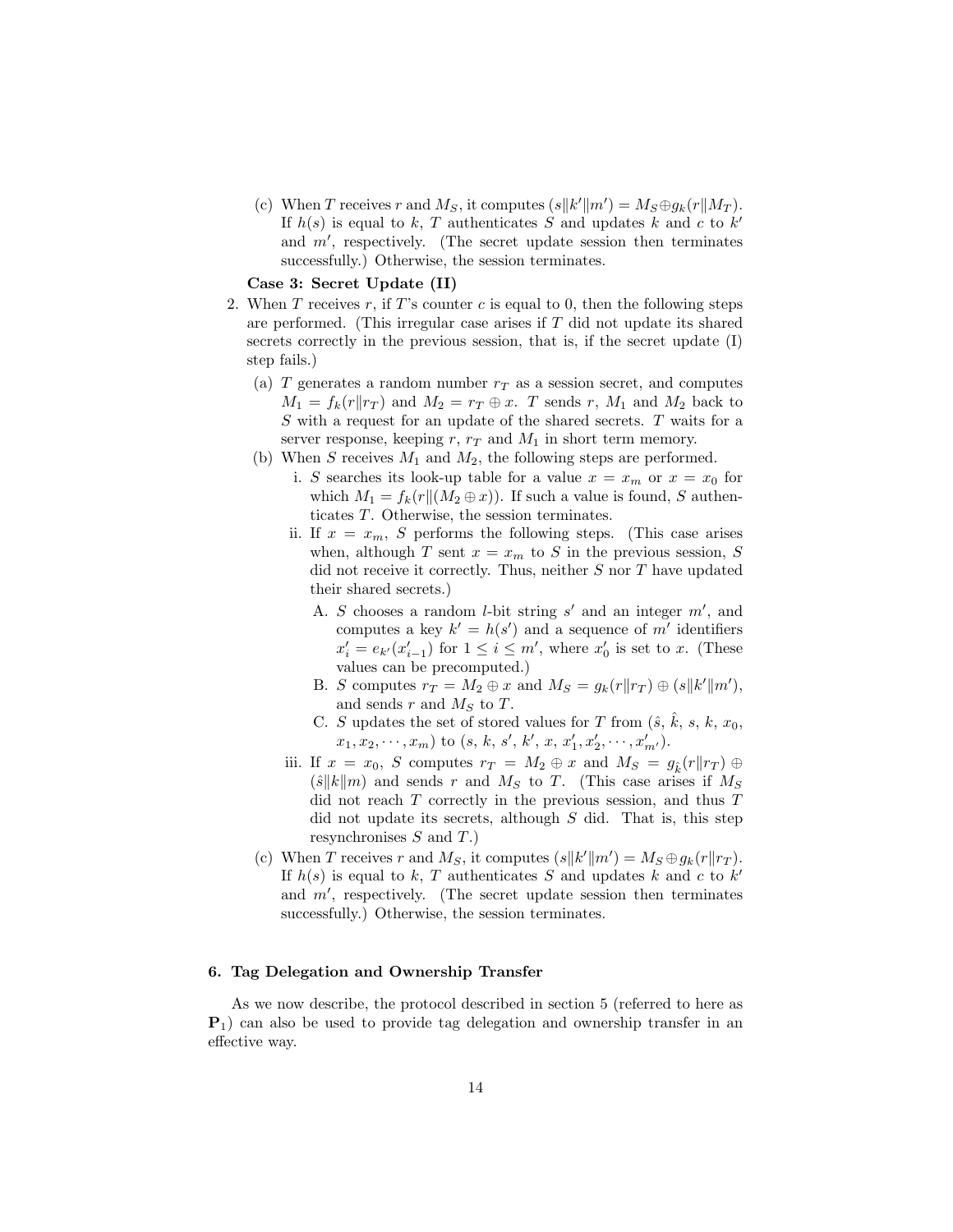(c) When $T$ receives $r$ and $M_S$, it computes $(s \| k' \| m') = M_S \oplus g_k(r \| M_T)$. If $h(s)$ is equal to $k$, $T$ authenticates $S$ and updates $k$ and $c$ to $k'$ and $m'$, respectively. (The secret update session then terminates successfully.) Otherwise, the session terminates.

**Case 3: Secret Update (II)**

2. When $T$ receives $r$, if $T$'s counter $c$ is equal to 0, then the following steps are performed. (This irregular case arises if $T$ did not update its shared secrets correctly in the previous session, that is, if the secret update (I) step fails.)

   (a) $T$ generates a random number $r_T$ as a session secret, and computes $M_1 = f_k(r \| r_T)$ and $M_2 = r_T \oplus x$. $T$ sends $r$, $M_1$ and $M_2$ back to $S$ with a request for an update of the shared secrets. $T$ waits for a server response, keeping $r$, $r_T$ and $M_1$ in short term memory.

   (b) When $S$ receives $M_1$ and $M_2$, the following steps are performed.

      i. $S$ searches its look-up table for a value $x = x_m$ or $x = x_0$ for which $M_1 = f_k(r \| (M_2 \oplus x))$. If such a value is found, $S$ authenticates $T$. Otherwise, the session terminates.

      ii. If $x = x_m$, $S$ performs the following steps. (This case arises when, although $T$ sent $x = x_m$ to $S$ in the previous session, $S$ did not receive it correctly. Thus, neither $S$ nor $T$ have updated their shared secrets.)

         A. $S$ chooses a random $l$-bit string $s'$ and an integer $m'$, and computes a key $k' = h(s')$ and a sequence of $m'$ identifiers $x'_i = e_{k'}(x'_{i-1})$ for $1 \leq i \leq m'$, where $x'_0$ is set to $x$. (These values can be precomputed.)

         B. $S$ computes $r_T = M_2 \oplus x$ and $M_S = g_k(r \| r_T) \oplus (s \| k' \| m')$, and sends $r$ and $M_S$ to $T$.

         C. $S$ updates the set of stored values for $T$ from ($\hat{s}$, $\hat{k}$, $s$, $k$, $x_0$, $x_1, x_2, \cdots, x_m$) to ($s$, $k$, $s'$, $k'$, $x$, $x'_1, x'_2, \cdots, x'_{m'}$).

      iii. If $x = x_0$, $S$ computes $r_T = M_2 \oplus x$ and $M_S = g_{\hat{k}}(r \| r_T) \oplus (\hat{s} \| k \| m)$ and sends $r$ and $M_S$ to $T$. (This case arises if $M_S$ did not reach $T$ correctly in the previous session, and thus $T$ did not update its secrets, although $S$ did. That is, this step resynchronises $S$ and $T$.)

   (c) When $T$ receives $r$ and $M_S$, it computes $(s \| k' \| m') = M_S \oplus g_k(r \| r_T)$. If $h(s)$ is equal to $k$, $T$ authenticates $S$ and updates $k$ and $c$ to $k'$ and $m'$, respectively. (The secret update session then terminates successfully.) Otherwise, the session terminates.

## 6. Tag Delegation and Ownership Transfer

As we now describe, the protocol described in section 5 (referred to here as $\mathbf{P}_1$) can also be used to provide tag delegation and ownership transfer in an effective way.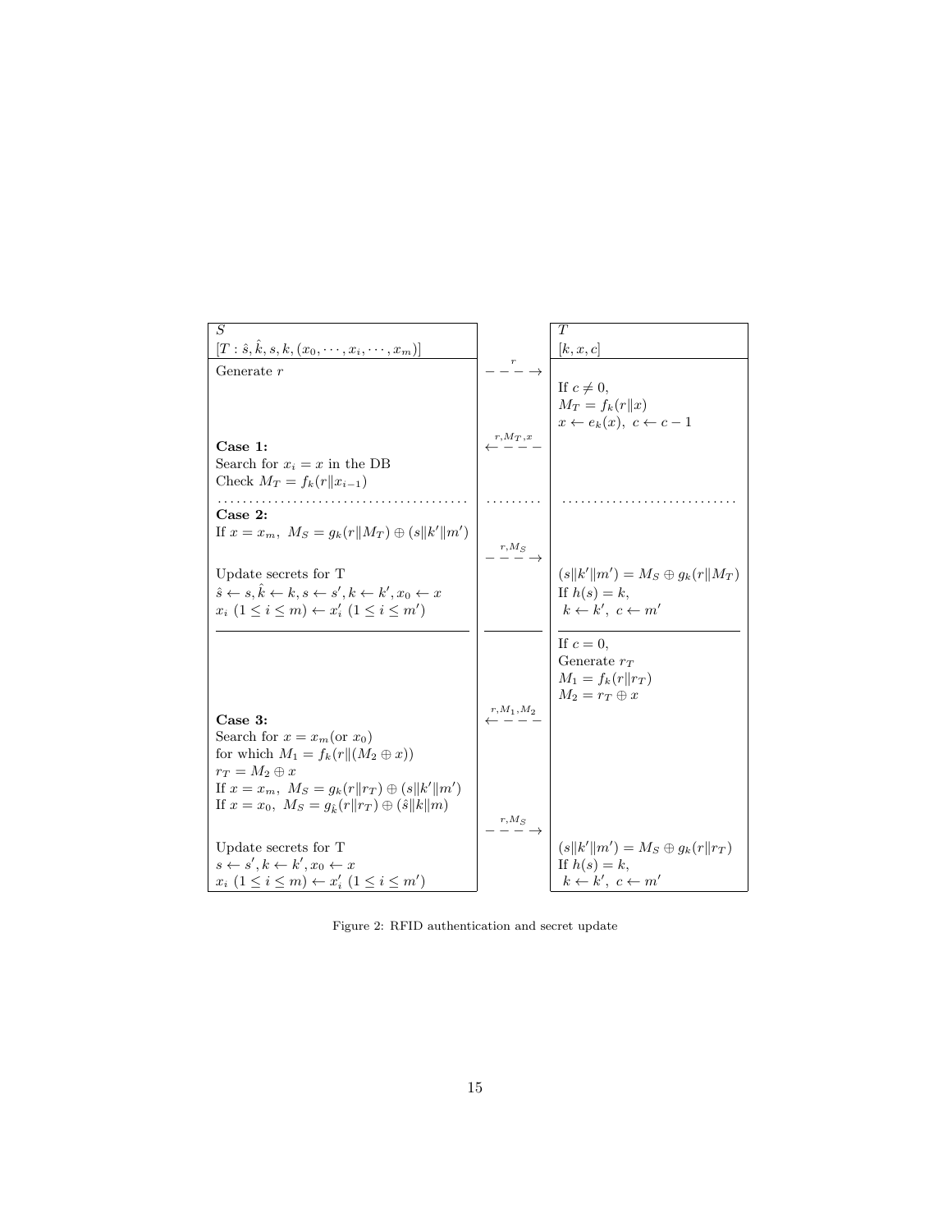| $S$ | | $T$ |
|---|---|---|
| $[T : \hat{s}, \hat{k}, s, k, (x_0, \cdots, x_i, \cdots, x_m)]$ | | $[k, x, c]$ |
| Generate $r$ | $\xrightarrow{r}$ | |
| | | If $c \neq 0$, <br> $M_T = f_k(r \| x)$ <br> $x \leftarrow e_k(x),\ c \leftarrow c - 1$ |
| **Case 1:** <br> Search for $x_i = x$ in the DB <br> Check $M_T = f_k(r \| x_{i-1})$ | $\xleftarrow{r, M_T, x}$ | |
| ........................................ | ......... | ............................ |
| **Case 2:** <br> If $x = x_m,\ M_S = g_k(r \| M_T) \oplus (s \| k' \| m')$ | $\xrightarrow{r, M_S}$ | |
| Update secrets for T <br> $\hat{s} \leftarrow s, \hat{k} \leftarrow k, s \leftarrow s', k \leftarrow k', x_0 \leftarrow x$ <br> $x_i\ (1 \leq i \leq m) \leftarrow x'_i\ (1 \leq i \leq m')$ | | $(s \| k' \| m') = M_S \oplus g_k(r \| M_T)$ <br> If $h(s) = k$, <br> $k \leftarrow k',\ c \leftarrow m'$ |
| | | If $c = 0$, <br> Generate $r_T$ <br> $M_1 = f_k(r \| r_T)$ <br> $M_2 = r_T \oplus x$ |
| **Case 3:** <br> Search for $x = x_m$(or $x_0$) <br> for which $M_1 = f_k(r \| (M_2 \oplus x))$ <br> $r_T = M_2 \oplus x$ <br> If $x = x_m,\ M_S = g_k(r \| r_T) \oplus (s \| k' \| m')$ <br> If $x = x_0,\ M_S = g_{\hat{k}}(r \| r_T) \oplus (\hat{s} \| k \| m)$ | $\xleftarrow{r, M_1, M_2}$ | |
| | $\xrightarrow{r, M_S}$ | |
| Update secrets for T <br> $s \leftarrow s', k \leftarrow k', x_0 \leftarrow x$ <br> $x_i\ (1 \leq i \leq m) \leftarrow x'_i\ (1 \leq i \leq m')$ | | $(s \| k' \| m') = M_S \oplus g_k(r \| r_T)$ <br> If $h(s) = k$, <br> $k \leftarrow k',\ c \leftarrow m'$ |

Figure 2: RFID authentication and secret update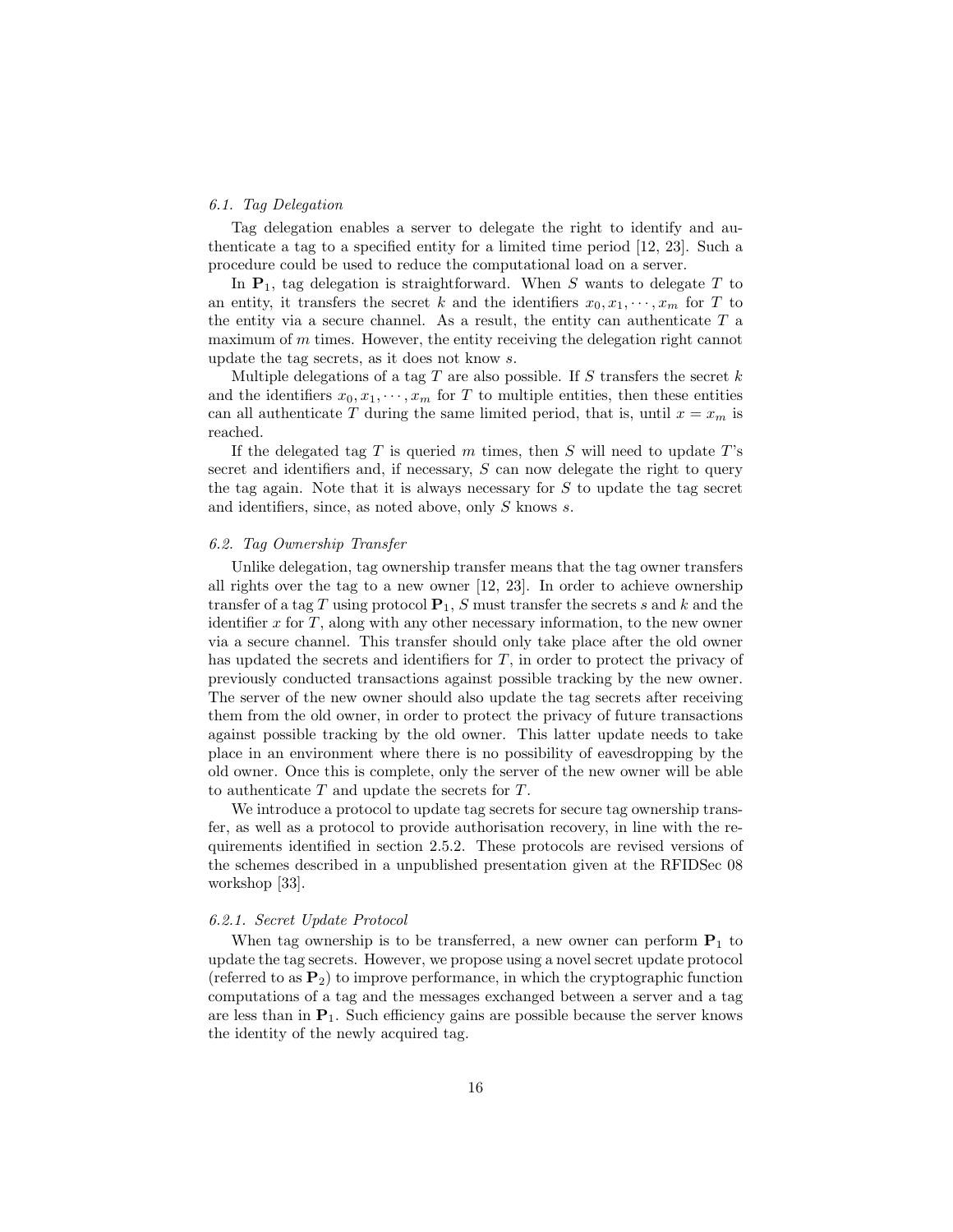### *6.1. Tag Delegation*

Tag delegation enables a server to delegate the right to identify and authenticate a tag to a specified entity for a limited time period [12, 23]. Such a procedure could be used to reduce the computational load on a server.

In $\mathbf{P}_1$, tag delegation is straightforward. When $S$ wants to delegate $T$ to an entity, it transfers the secret $k$ and the identifiers $x_0, x_1, \cdots, x_m$ for $T$ to the entity via a secure channel. As a result, the entity can authenticate $T$ a maximum of $m$ times. However, the entity receiving the delegation right cannot update the tag secrets, as it does not know $s$.

Multiple delegations of a tag $T$ are also possible. If $S$ transfers the secret $k$ and the identifiers $x_0, x_1, \cdots, x_m$ for $T$ to multiple entities, then these entities can all authenticate $T$ during the same limited period, that is, until $x = x_m$ is reached.

If the delegated tag $T$ is queried $m$ times, then $S$ will need to update $T$'s secret and identifiers and, if necessary, $S$ can now delegate the right to query the tag again. Note that it is always necessary for $S$ to update the tag secret and identifiers, since, as noted above, only $S$ knows $s$.

### *6.2. Tag Ownership Transfer*

Unlike delegation, tag ownership transfer means that the tag owner transfers all rights over the tag to a new owner [12, 23]. In order to achieve ownership transfer of a tag $T$ using protocol $\mathbf{P}_1$, $S$ must transfer the secrets $s$ and $k$ and the identifier $x$ for $T$, along with any other necessary information, to the new owner via a secure channel. This transfer should only take place after the old owner has updated the secrets and identifiers for $T$, in order to protect the privacy of previously conducted transactions against possible tracking by the new owner. The server of the new owner should also update the tag secrets after receiving them from the old owner, in order to protect the privacy of future transactions against possible tracking by the old owner. This latter update needs to take place in an environment where there is no possibility of eavesdropping by the old owner. Once this is complete, only the server of the new owner will be able to authenticate $T$ and update the secrets for $T$.

We introduce a protocol to update tag secrets for secure tag ownership transfer, as well as a protocol to provide authorisation recovery, in line with the requirements identified in section 2.5.2. These protocols are revised versions of the schemes described in a unpublished presentation given at the RFIDSec 08 workshop [33].

#### *6.2.1. Secret Update Protocol*

When tag ownership is to be transferred, a new owner can perform $\mathbf{P}_1$ to update the tag secrets. However, we propose using a novel secret update protocol (referred to as $\mathbf{P}_2$) to improve performance, in which the cryptographic function computations of a tag and the messages exchanged between a server and a tag are less than in $\mathbf{P}_1$. Such efficiency gains are possible because the server knows the identity of the newly acquired tag.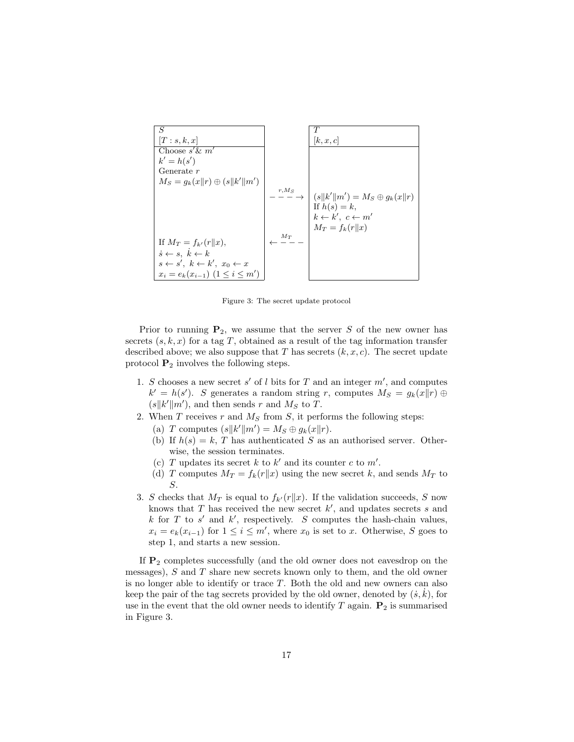| $S$ <br> $[T: s, k, x]$ | | $T$ <br> $[k, x, c]$ |
|---|---|---|
| Choose $s'$ & $m'$ <br> $k' = h(s')$ <br> Generate $r$ <br> $M_S = g_k(x\|r) \oplus (s\|k'\|m')$ | | |
| | $\xrightarrow{r, M_S}$ | $(s\|k'\|m') = M_S \oplus g_k(x\|r)$ <br> If $h(s) = k$, <br> $k \leftarrow k'$, $c \leftarrow m'$ <br> $M_T = f_k(r\|x)$ |
| If $M_T = f_{k'}(r\|x)$, <br> $\dot{s} \leftarrow s$, $\dot{k} \leftarrow k$ <br> $s \leftarrow s'$, $k \leftarrow k'$, $x_0 \leftarrow x$ <br> $x_i = e_k(x_{i-1})$ $(1 \leq i \leq m')$ | $\xleftarrow{M_T}$ | |

Figure 3: The secret update protocol

Prior to running $\mathbf{P}_2$, we assume that the server $S$ of the new owner has secrets $(s, k, x)$ for a tag $T$, obtained as a result of the tag information transfer described above; we also suppose that $T$ has secrets $(k, x, c)$. The secret update protocol $\mathbf{P}_2$ involves the following steps.

1. $S$ chooses a new secret $s'$ of $l$ bits for $T$ and an integer $m'$, and computes $k' = h(s')$. $S$ generates a random string $r$, computes $M_S = g_k(x\|r) \oplus (s\|k'\|m')$, and then sends $r$ and $M_S$ to $T$.
2. When $T$ receives $r$ and $M_S$ from $S$, it performs the following steps:
   (a) $T$ computes $(s\|k'\|m') = M_S \oplus g_k(x\|r)$.
   (b) If $h(s) = k$, $T$ has authenticated $S$ as an authorised server. Otherwise, the session terminates.
   (c) $T$ updates its secret $k$ to $k'$ and its counter $c$ to $m'$.
   (d) $T$ computes $M_T = f_k(r\|x)$ using the new secret $k$, and sends $M_T$ to $S$.
3. $S$ checks that $M_T$ is equal to $f_{k'}(r\|x)$. If the validation succeeds, $S$ now knows that $T$ has received the new secret $k'$, and updates secrets $s$ and $k$ for $T$ to $s'$ and $k'$, respectively. $S$ computes the hash-chain values, $x_i = e_k(x_{i-1})$ for $1 \leq i \leq m'$, where $x_0$ is set to $x$. Otherwise, $S$ goes to step 1, and starts a new session.

If $\mathbf{P}_2$ completes successfully (and the old owner does not eavesdrop on the messages), $S$ and $T$ share new secrets known only to them, and the old owner is no longer able to identify or trace $T$. Both the old and new owners can also keep the pair of the tag secrets provided by the old owner, denoted by $(\dot{s}, \dot{k})$, for use in the event that the old owner needs to identify $T$ again. $\mathbf{P}_2$ is summarised in Figure 3.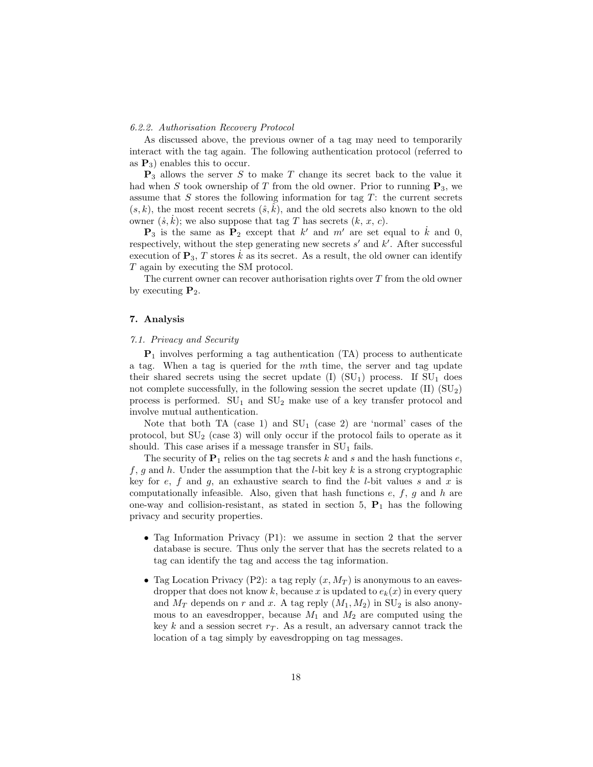#### 6.2.2. Authorisation Recovery Protocol

As discussed above, the previous owner of a tag may need to temporarily interact with the tag again. The following authentication protocol (referred to as $\mathbf{P}_3$) enables this to occur.

$\mathbf{P}_3$ allows the server $S$ to make $T$ change its secret back to the value it had when $S$ took ownership of $T$ from the old owner. Prior to running $\mathbf{P}_3$, we assume that $S$ stores the following information for tag $T$: the current secrets $(s, k)$, the most recent secrets $(\hat{s}, \hat{k})$, and the old secrets also known to the old owner $(\dot{s}, \dot{k})$; we also suppose that tag $T$ has secrets $(k,\ x,\ c)$.

$\mathbf{P}_3$ is the same as $\mathbf{P}_2$ except that $k'$ and $m'$ are set equal to $\dot{k}$ and 0, respectively, without the step generating new secrets $s'$ and $k'$. After successful execution of $\mathbf{P}_3$, $T$ stores $\dot{k}$ as its secret. As a result, the old owner can identify $T$ again by executing the SM protocol.

The current owner can recover authorisation rights over $T$ from the old owner by executing $\mathbf{P}_2$.

## 7. Analysis

### 7.1. Privacy and Security

$\mathbf{P}_1$ involves performing a tag authentication (TA) process to authenticate a tag. When a tag is queried for the $m$th time, the server and tag update their shared secrets using the secret update (I) ($\mathrm{SU}_1$) process. If $\mathrm{SU}_1$ does not complete successfully, in the following session the secret update (II) ($\mathrm{SU}_2$) process is performed. $\mathrm{SU}_1$ and $\mathrm{SU}_2$ make use of a key transfer protocol and involve mutual authentication.

Note that both TA (case 1) and $\mathrm{SU}_1$ (case 2) are 'normal' cases of the protocol, but $\mathrm{SU}_2$ (case 3) will only occur if the protocol fails to operate as it should. This case arises if a message transfer in $\mathrm{SU}_1$ fails.

The security of $\mathbf{P}_1$ relies on the tag secrets $k$ and $s$ and the hash functions $e$, $f$, $g$ and $h$. Under the assumption that the $l$-bit key $k$ is a strong cryptographic key for $e$, $f$ and $g$, an exhaustive search to find the $l$-bit values $s$ and $x$ is computationally infeasible. Also, given that hash functions $e$, $f$, $g$ and $h$ are one-way and collision-resistant, as stated in section 5, $\mathbf{P}_1$ has the following privacy and security properties.

- Tag Information Privacy (P1): we assume in section 2 that the server database is secure. Thus only the server that has the secrets related to a tag can identify the tag and access the tag information.
- Tag Location Privacy (P2): a tag reply $(x, M_T)$ is anonymous to an eavesdropper that does not know $k$, because $x$ is updated to $e_k(x)$ in every query and $M_T$ depends on $r$ and $x$. A tag reply $(M_1, M_2)$ in $\mathrm{SU}_2$ is also anonymous to an eavesdropper, because $M_1$ and $M_2$ are computed using the key $k$ and a session secret $r_T$. As a result, an adversary cannot track the location of a tag simply by eavesdropping on tag messages.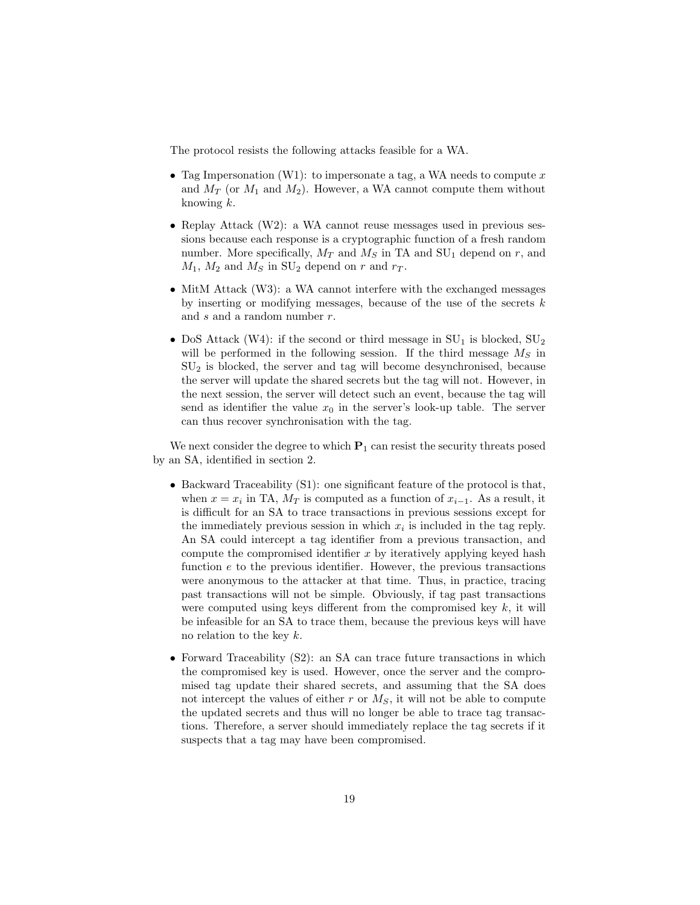The protocol resists the following attacks feasible for a WA.

- Tag Impersonation (W1): to impersonate a tag, a WA needs to compute $x$ and $M_T$ (or $M_1$ and $M_2$). However, a WA cannot compute them without knowing $k$.
- Replay Attack (W2): a WA cannot reuse messages used in previous sessions because each response is a cryptographic function of a fresh random number. More specifically, $M_T$ and $M_S$ in TA and $\text{SU}_1$ depend on $r$, and $M_1$, $M_2$ and $M_S$ in $\text{SU}_2$ depend on $r$ and $r_T$.
- MitM Attack (W3): a WA cannot interfere with the exchanged messages by inserting or modifying messages, because of the use of the secrets $k$ and $s$ and a random number $r$.
- DoS Attack (W4): if the second or third message in $\text{SU}_1$ is blocked, $\text{SU}_2$ will be performed in the following session. If the third message $M_S$ in $\text{SU}_2$ is blocked, the server and tag will become desynchronised, because the server will update the shared secrets but the tag will not. However, in the next session, the server will detect such an event, because the tag will send as identifier the value $x_0$ in the server's look-up table. The server can thus recover synchronisation with the tag.

We next consider the degree to which $\mathbf{P}_1$ can resist the security threats posed by an SA, identified in section 2.

- Backward Traceability (S1): one significant feature of the protocol is that, when $x = x_i$ in TA, $M_T$ is computed as a function of $x_{i-1}$. As a result, it is difficult for an SA to trace transactions in previous sessions except for the immediately previous session in which $x_i$ is included in the tag reply. An SA could intercept a tag identifier from a previous transaction, and compute the compromised identifier $x$ by iteratively applying keyed hash function $e$ to the previous identifier. However, the previous transactions were anonymous to the attacker at that time. Thus, in practice, tracing past transactions will not be simple. Obviously, if tag past transactions were computed using keys different from the compromised key $k$, it will be infeasible for an SA to trace them, because the previous keys will have no relation to the key $k$.
- Forward Traceability (S2): an SA can trace future transactions in which the compromised key is used. However, once the server and the compromised tag update their shared secrets, and assuming that the SA does not intercept the values of either $r$ or $M_S$, it will not be able to compute the updated secrets and thus will no longer be able to trace tag transactions. Therefore, a server should immediately replace the tag secrets if it suspects that a tag may have been compromised.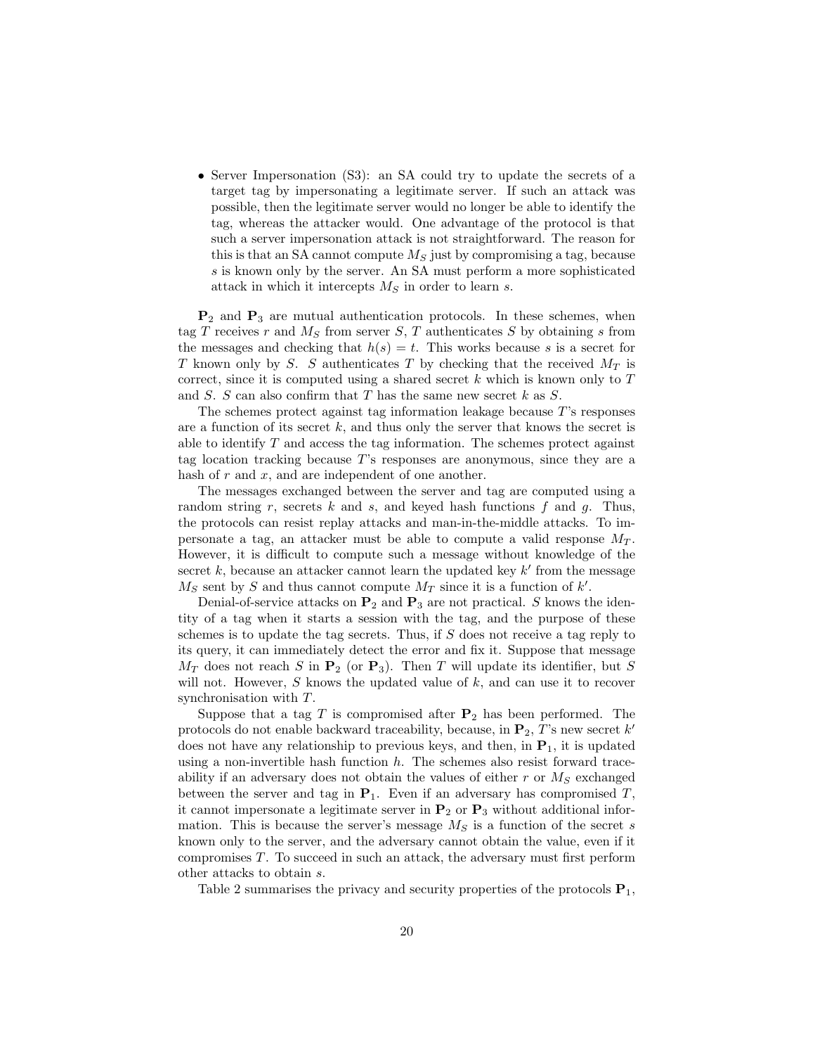- Server Impersonation (S3): an SA could try to update the secrets of a target tag by impersonating a legitimate server. If such an attack was possible, then the legitimate server would no longer be able to identify the tag, whereas the attacker would. One advantage of the protocol is that such a server impersonation attack is not straightforward. The reason for this is that an SA cannot compute $M_S$ just by compromising a tag, because $s$ is known only by the server. An SA must perform a more sophisticated attack in which it intercepts $M_S$ in order to learn $s$.

$\mathbf{P}_2$ and $\mathbf{P}_3$ are mutual authentication protocols. In these schemes, when tag $T$ receives $r$ and $M_S$ from server $S$, $T$ authenticates $S$ by obtaining $s$ from the messages and checking that $h(s) = t$. This works because $s$ is a secret for $T$ known only by $S$. $S$ authenticates $T$ by checking that the received $M_T$ is correct, since it is computed using a shared secret $k$ which is known only to $T$ and $S$. $S$ can also confirm that $T$ has the same new secret $k$ as $S$.

The schemes protect against tag information leakage because $T$'s responses are a function of its secret $k$, and thus only the server that knows the secret is able to identify $T$ and access the tag information. The schemes protect against tag location tracking because $T$'s responses are anonymous, since they are a hash of $r$ and $x$, and are independent of one another.

The messages exchanged between the server and tag are computed using a random string $r$, secrets $k$ and $s$, and keyed hash functions $f$ and $g$. Thus, the protocols can resist replay attacks and man-in-the-middle attacks. To impersonate a tag, an attacker must be able to compute a valid response $M_T$. However, it is difficult to compute such a message without knowledge of the secret $k$, because an attacker cannot learn the updated key $k'$ from the message $M_S$ sent by $S$ and thus cannot compute $M_T$ since it is a function of $k'$.

Denial-of-service attacks on $\mathbf{P}_2$ and $\mathbf{P}_3$ are not practical. $S$ knows the identity of a tag when it starts a session with the tag, and the purpose of these schemes is to update the tag secrets. Thus, if $S$ does not receive a tag reply to its query, it can immediately detect the error and fix it. Suppose that message $M_T$ does not reach $S$ in $\mathbf{P}_2$ (or $\mathbf{P}_3$). Then $T$ will update its identifier, but $S$ will not. However, $S$ knows the updated value of $k$, and can use it to recover synchronisation with $T$.

Suppose that a tag $T$ is compromised after $\mathbf{P}_2$ has been performed. The protocols do not enable backward traceability, because, in $\mathbf{P}_2$, $T$'s new secret $k'$ does not have any relationship to previous keys, and then, in $\mathbf{P}_1$, it is updated using a non-invertible hash function $h$. The schemes also resist forward traceability if an adversary does not obtain the values of either $r$ or $M_S$ exchanged between the server and tag in $\mathbf{P}_1$. Even if an adversary has compromised $T$, it cannot impersonate a legitimate server in $\mathbf{P}_2$ or $\mathbf{P}_3$ without additional information. This is because the server's message $M_S$ is a function of the secret $s$ known only to the server, and the adversary cannot obtain the value, even if it compromises $T$. To succeed in such an attack, the adversary must first perform other attacks to obtain $s$.

Table 2 summarises the privacy and security properties of the protocols $\mathbf{P}_1$,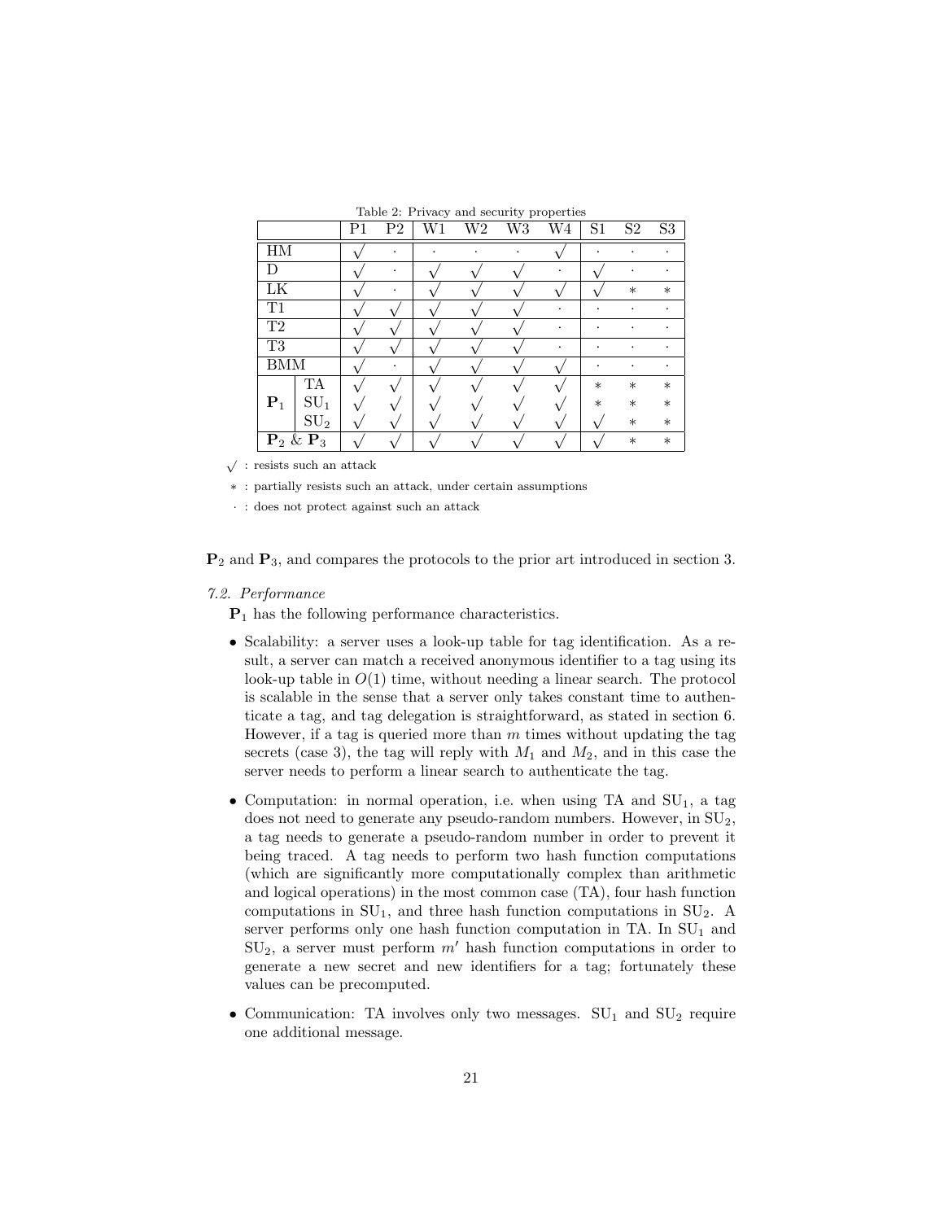Table 2: Privacy and security properties

| | | P1 | P2 | W1 | W2 | W3 | W4 | S1 | S2 | S3 |
|---|---|---|---|---|---|---|---|---|---|---|
| HM | | √ | · | · | · | · | √ | · | · | · |
| D | | √ | · | √ | √ | √ | · | √ | · | · |
| LK | | √ | · | √ | √ | √ | √ | √ | ∗ | ∗ |
| T1 | | √ | √ | √ | √ | √ | · | · | · | · |
| T2 | | √ | √ | √ | √ | √ | · | · | · | · |
| T3 | | √ | √ | √ | √ | √ | · | · | · | · |
| BMM | | √ | · | √ | √ | √ | √ | · | · | · |
| $\mathbf{P}_1$ | TA | √ | √ | √ | √ | √ | √ | ∗ | ∗ | ∗ |
| | $\text{SU}_1$ | √ | √ | √ | √ | √ | √ | ∗ | ∗ | ∗ |
| | $\text{SU}_2$ | √ | √ | √ | √ | √ | √ | √ | ∗ | ∗ |
| $\mathbf{P}_2$ & $\mathbf{P}_3$ | | √ | √ | √ | √ | √ | √ | √ | ∗ | ∗ |

√ : resists such an attack

∗ : partially resists such an attack, under certain assumptions

· : does not protect against such an attack

$\mathbf{P}_2$ and $\mathbf{P}_3$, and compares the protocols to the prior art introduced in section 3.

*7.2. Performance*

$\mathbf{P}_1$ has the following performance characteristics.

- Scalability: a server uses a look-up table for tag identification. As a result, a server can match a received anonymous identifier to a tag using its look-up table in $O(1)$ time, without needing a linear search. The protocol is scalable in the sense that a server only takes constant time to authenticate a tag, and tag delegation is straightforward, as stated in section 6. However, if a tag is queried more than $m$ times without updating the tag secrets (case 3), the tag will reply with $M_1$ and $M_2$, and in this case the server needs to perform a linear search to authenticate the tag.

- Computation: in normal operation, i.e. when using TA and $\text{SU}_1$, a tag does not need to generate any pseudo-random numbers. However, in $\text{SU}_2$, a tag needs to generate a pseudo-random number in order to prevent it being traced. A tag needs to perform two hash function computations (which are significantly more computationally complex than arithmetic and logical operations) in the most common case (TA), four hash function computations in $\text{SU}_1$, and three hash function computations in $\text{SU}_2$. A server performs only one hash function computation in TA. In $\text{SU}_1$ and $\text{SU}_2$, a server must perform $m'$ hash function computations in order to generate a new secret and new identifiers for a tag; fortunately these values can be precomputed.

- Communication: TA involves only two messages. $\text{SU}_1$ and $\text{SU}_2$ require one additional message.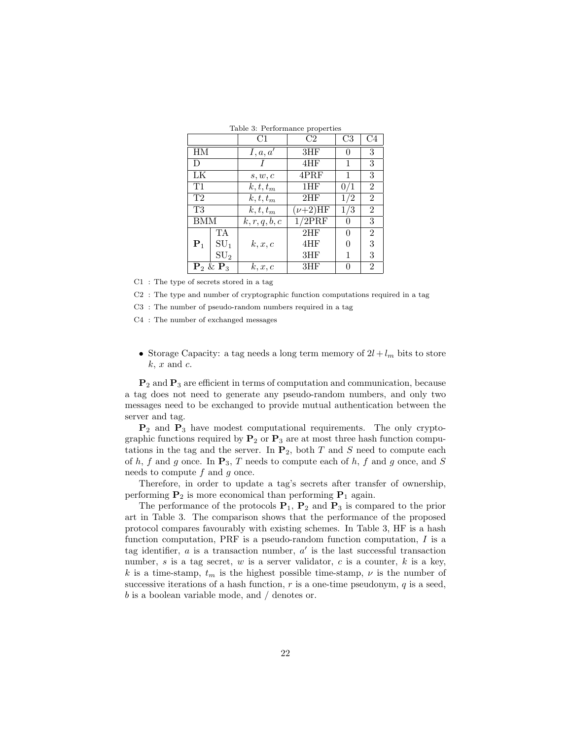Table 3: Performance properties

| | | C1 | C2 | C3 | C4 |
|---|---|---|---|---|---|
| HM | | $I, a, a'$ | 3HF | 0 | 3 |
| D | | $I$ | 4HF | 1 | 3 |
| LK | | $s, w, c$ | 4PRF | 1 | 3 |
| T1 | | $k, t, t_m$ | 1HF | 0/1 | 2 |
| T2 | | $k, t, t_m$ | 2HF | 1/2 | 2 |
| T3 | | $k, t, t_m$ | $(\nu+2)$HF | 1/3 | 2 |
| BMM | | $k, r, q, b, c$ | 1/2PRF | 0 | 3 |
| $\mathbf{P}_1$ | TA | $k, x, c$ | 2HF | 0 | 2 |
| | $\text{SU}_1$ | | 4HF | 0 | 3 |
| | $\text{SU}_2$ | | 3HF | 1 | 3 |
| $\mathbf{P}_2$ & $\mathbf{P}_3$ | | $k, x, c$ | 3HF | 0 | 2 |

C1 : The type of secrets stored in a tag

C2 : The type and number of cryptographic function computations required in a tag

C3 : The number of pseudo-random numbers required in a tag

C4 : The number of exchanged messages

- Storage Capacity: a tag needs a long term memory of $2l + l_m$ bits to store $k$, $x$ and $c$.

$\mathbf{P}_2$ and $\mathbf{P}_3$ are efficient in terms of computation and communication, because a tag does not need to generate any pseudo-random numbers, and only two messages need to be exchanged to provide mutual authentication between the server and tag.

$\mathbf{P}_2$ and $\mathbf{P}_3$ have modest computational requirements. The only cryptographic functions required by $\mathbf{P}_2$ or $\mathbf{P}_3$ are at most three hash function computations in the tag and the server. In $\mathbf{P}_2$, both $T$ and $S$ need to compute each of $h$, $f$ and $g$ once. In $\mathbf{P}_3$, $T$ needs to compute each of $h$, $f$ and $g$ once, and $S$ needs to compute $f$ and $g$ once.

Therefore, in order to update a tag's secrets after transfer of ownership, performing $\mathbf{P}_2$ is more economical than performing $\mathbf{P}_1$ again.

The performance of the protocols $\mathbf{P}_1$, $\mathbf{P}_2$ and $\mathbf{P}_3$ is compared to the prior art in Table 3. The comparison shows that the performance of the proposed protocol compares favourably with existing schemes. In Table 3, HF is a hash function computation, PRF is a pseudo-random function computation, $I$ is a tag identifier, $a$ is a transaction number, $a'$ is the last successful transaction number, $s$ is a tag secret, $w$ is a server validator, $c$ is a counter, $k$ is a key, $k$ is a time-stamp, $t_m$ is the highest possible time-stamp, $\nu$ is the number of successive iterations of a hash function, $r$ is a one-time pseudonym, $q$ is a seed, $b$ is a boolean variable mode, and / denotes or.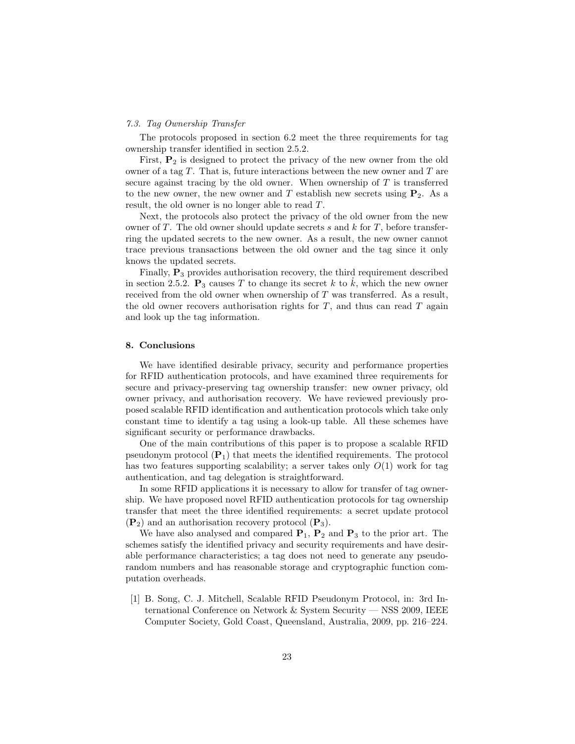### *7.3. Tag Ownership Transfer*

The protocols proposed in section 6.2 meet the three requirements for tag ownership transfer identified in section 2.5.2.

First, $\mathbf{P}_2$ is designed to protect the privacy of the new owner from the old owner of a tag $T$. That is, future interactions between the new owner and $T$ are secure against tracing by the old owner. When ownership of $T$ is transferred to the new owner, the new owner and $T$ establish new secrets using $\mathbf{P}_2$. As a result, the old owner is no longer able to read $T$.

Next, the protocols also protect the privacy of the old owner from the new owner of $T$. The old owner should update secrets $s$ and $k$ for $T$, before transferring the updated secrets to the new owner. As a result, the new owner cannot trace previous transactions between the old owner and the tag since it only knows the updated secrets.

Finally, $\mathbf{P}_3$ provides authorisation recovery, the third requirement described in section 2.5.2. $\mathbf{P}_3$ causes $T$ to change its secret $k$ to $\dot{k}$, which the new owner received from the old owner when ownership of $T$ was transferred. As a result, the old owner recovers authorisation rights for $T$, and thus can read $T$ again and look up the tag information.

## 8. Conclusions

We have identified desirable privacy, security and performance properties for RFID authentication protocols, and have examined three requirements for secure and privacy-preserving tag ownership transfer: new owner privacy, old owner privacy, and authorisation recovery. We have reviewed previously proposed scalable RFID identification and authentication protocols which take only constant time to identify a tag using a look-up table. All these schemes have significant security or performance drawbacks.

One of the main contributions of this paper is to propose a scalable RFID pseudonym protocol ($\mathbf{P}_1$) that meets the identified requirements. The protocol has two features supporting scalability; a server takes only $O(1)$ work for tag authentication, and tag delegation is straightforward.

In some RFID applications it is necessary to allow for transfer of tag ownership. We have proposed novel RFID authentication protocols for tag ownership transfer that meet the three identified requirements: a secret update protocol ($\mathbf{P}_2$) and an authorisation recovery protocol ($\mathbf{P}_3$).

We have also analysed and compared $\mathbf{P}_1$, $\mathbf{P}_2$ and $\mathbf{P}_3$ to the prior art. The schemes satisfy the identified privacy and security requirements and have desirable performance characteristics; a tag does not need to generate any pseudorandom numbers and has reasonable storage and cryptographic function computation overheads.

[1] B. Song, C. J. Mitchell, Scalable RFID Pseudonym Protocol, in: 3rd International Conference on Network & System Security — NSS 2009, IEEE Computer Society, Gold Coast, Queensland, Australia, 2009, pp. 216–224.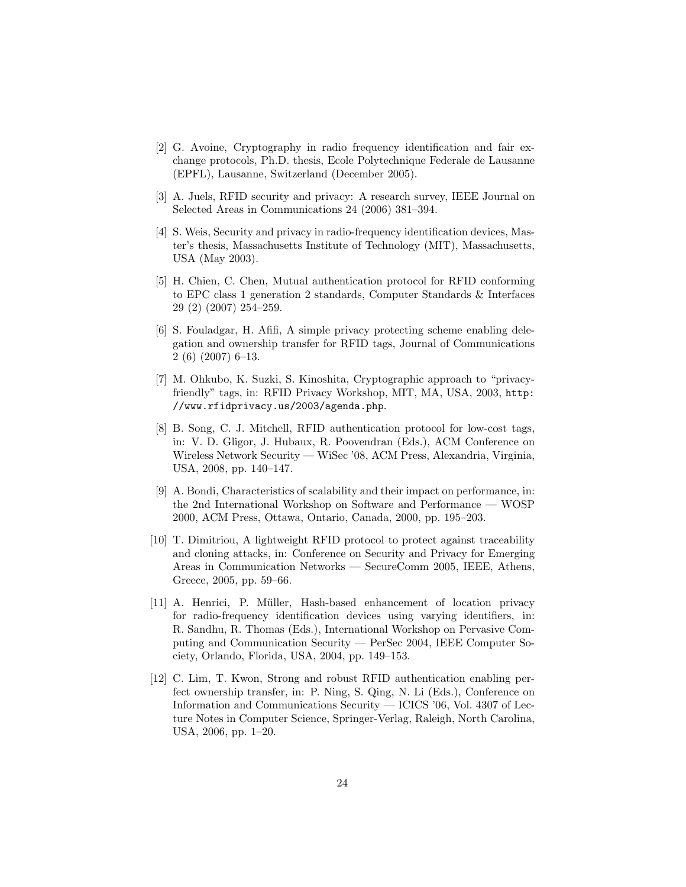[2] G. Avoine, Cryptography in radio frequency identification and fair exchange protocols, Ph.D. thesis, Ecole Polytechnique Federale de Lausanne (EPFL), Lausanne, Switzerland (December 2005).

[3] A. Juels, RFID security and privacy: A research survey, IEEE Journal on Selected Areas in Communications 24 (2006) 381–394.

[4] S. Weis, Security and privacy in radio-frequency identification devices, Master's thesis, Massachusetts Institute of Technology (MIT), Massachusetts, USA (May 2003).

[5] H. Chien, C. Chen, Mutual authentication protocol for RFID conforming to EPC class 1 generation 2 standards, Computer Standards & Interfaces 29 (2) (2007) 254–259.

[6] S. Fouladgar, H. Afifi, A simple privacy protecting scheme enabling delegation and ownership transfer for RFID tags, Journal of Communications 2 (6) (2007) 6–13.

[7] M. Ohkubo, K. Suzki, S. Kinoshita, Cryptographic approach to "privacy-friendly" tags, in: RFID Privacy Workshop, MIT, MA, USA, 2003, `http://www.rfidprivacy.us/2003/agenda.php`.

[8] B. Song, C. J. Mitchell, RFID authentication protocol for low-cost tags, in: V. D. Gligor, J. Hubaux, R. Poovendran (Eds.), ACM Conference on Wireless Network Security — WiSec '08, ACM Press, Alexandria, Virginia, USA, 2008, pp. 140–147.

[9] A. Bondi, Characteristics of scalability and their impact on performance, in: the 2nd International Workshop on Software and Performance — WOSP 2000, ACM Press, Ottawa, Ontario, Canada, 2000, pp. 195–203.

[10] T. Dimitriou, A lightweight RFID protocol to protect against traceability and cloning attacks, in: Conference on Security and Privacy for Emerging Areas in Communication Networks — SecureComm 2005, IEEE, Athens, Greece, 2005, pp. 59–66.

[11] A. Henrici, P. Müller, Hash-based enhancement of location privacy for radio-frequency identification devices using varying identifiers, in: R. Sandhu, R. Thomas (Eds.), International Workshop on Pervasive Computing and Communication Security — PerSec 2004, IEEE Computer Society, Orlando, Florida, USA, 2004, pp. 149–153.

[12] C. Lim, T. Kwon, Strong and robust RFID authentication enabling perfect ownership transfer, in: P. Ning, S. Qing, N. Li (Eds.), Conference on Information and Communications Security — ICICS '06, Vol. 4307 of Lecture Notes in Computer Science, Springer-Verlag, Raleigh, North Carolina, USA, 2006, pp. 1–20.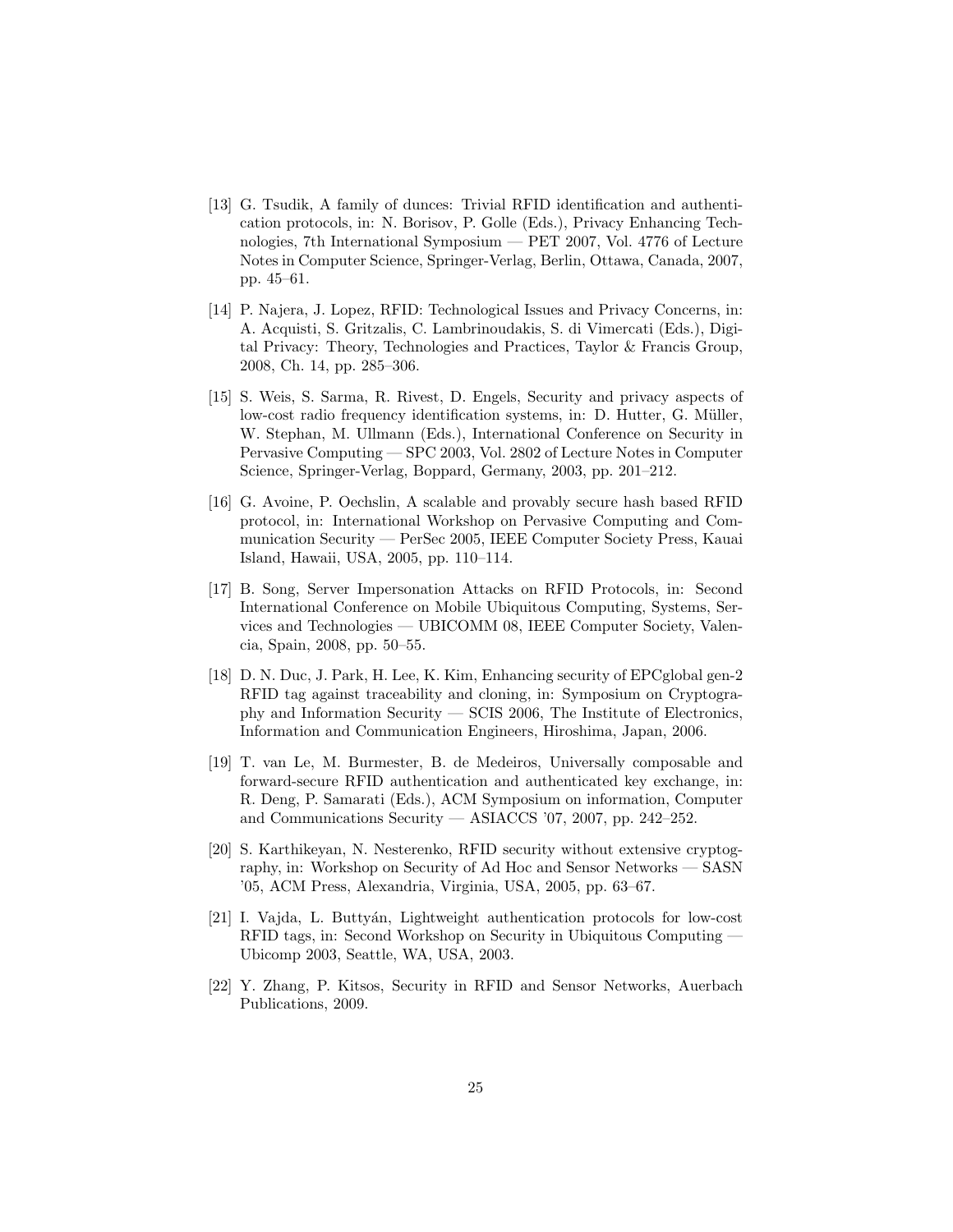[13] G. Tsudik, A family of dunces: Trivial RFID identification and authentication protocols, in: N. Borisov, P. Golle (Eds.), Privacy Enhancing Technologies, 7th International Symposium — PET 2007, Vol. 4776 of Lecture Notes in Computer Science, Springer-Verlag, Berlin, Ottawa, Canada, 2007, pp. 45–61.

[14] P. Najera, J. Lopez, RFID: Technological Issues and Privacy Concerns, in: A. Acquisti, S. Gritzalis, C. Lambrinoudakis, S. di Vimercati (Eds.), Digital Privacy: Theory, Technologies and Practices, Taylor & Francis Group, 2008, Ch. 14, pp. 285–306.

[15] S. Weis, S. Sarma, R. Rivest, D. Engels, Security and privacy aspects of low-cost radio frequency identification systems, in: D. Hutter, G. Müller, W. Stephan, M. Ullmann (Eds.), International Conference on Security in Pervasive Computing — SPC 2003, Vol. 2802 of Lecture Notes in Computer Science, Springer-Verlag, Boppard, Germany, 2003, pp. 201–212.

[16] G. Avoine, P. Oechslin, A scalable and provably secure hash based RFID protocol, in: International Workshop on Pervasive Computing and Communication Security — PerSec 2005, IEEE Computer Society Press, Kauai Island, Hawaii, USA, 2005, pp. 110–114.

[17] B. Song, Server Impersonation Attacks on RFID Protocols, in: Second International Conference on Mobile Ubiquitous Computing, Systems, Services and Technologies — UBICOMM 08, IEEE Computer Society, Valencia, Spain, 2008, pp. 50–55.

[18] D. N. Duc, J. Park, H. Lee, K. Kim, Enhancing security of EPCglobal gen-2 RFID tag against traceability and cloning, in: Symposium on Cryptography and Information Security — SCIS 2006, The Institute of Electronics, Information and Communication Engineers, Hiroshima, Japan, 2006.

[19] T. van Le, M. Burmester, B. de Medeiros, Universally composable and forward-secure RFID authentication and authenticated key exchange, in: R. Deng, P. Samarati (Eds.), ACM Symposium on information, Computer and Communications Security — ASIACCS '07, 2007, pp. 242–252.

[20] S. Karthikeyan, N. Nesterenko, RFID security without extensive cryptography, in: Workshop on Security of Ad Hoc and Sensor Networks — SASN '05, ACM Press, Alexandria, Virginia, USA, 2005, pp. 63–67.

[21] I. Vajda, L. Buttyán, Lightweight authentication protocols for low-cost RFID tags, in: Second Workshop on Security in Ubiquitous Computing — Ubicomp 2003, Seattle, WA, USA, 2003.

[22] Y. Zhang, P. Kitsos, Security in RFID and Sensor Networks, Auerbach Publications, 2009.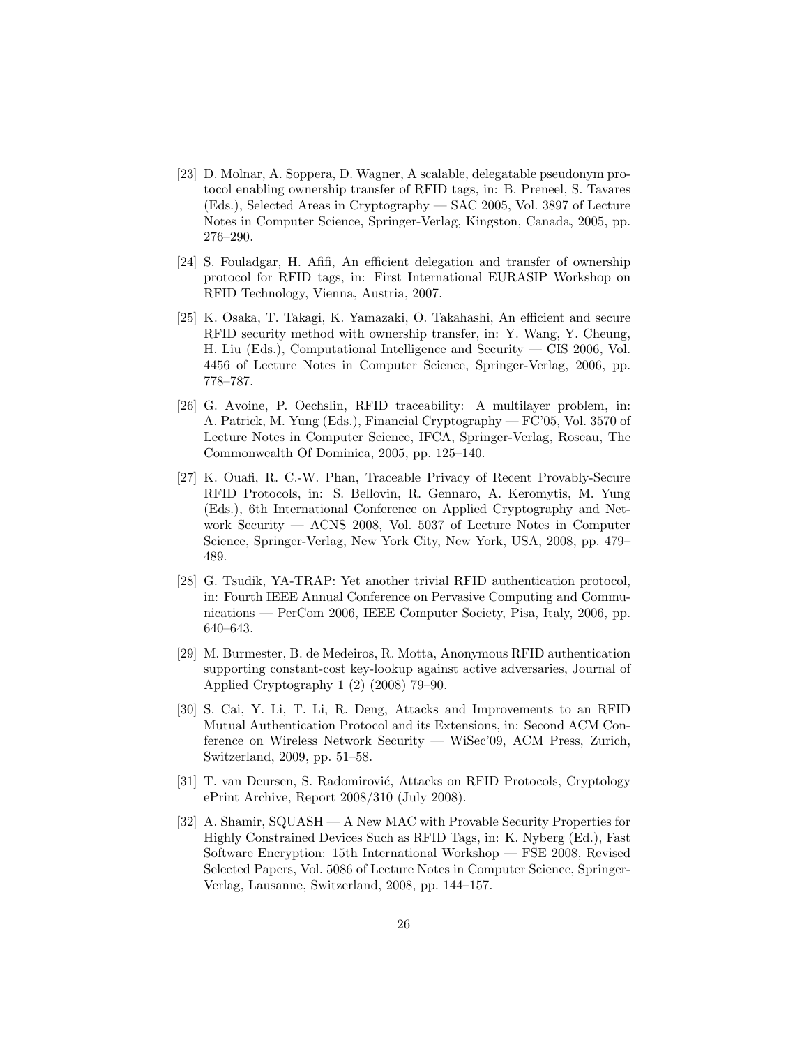[23] D. Molnar, A. Soppera, D. Wagner, A scalable, delegatable pseudonym protocol enabling ownership transfer of RFID tags, in: B. Preneel, S. Tavares (Eds.), Selected Areas in Cryptography — SAC 2005, Vol. 3897 of Lecture Notes in Computer Science, Springer-Verlag, Kingston, Canada, 2005, pp. 276–290.

[24] S. Fouladgar, H. Afifi, An efficient delegation and transfer of ownership protocol for RFID tags, in: First International EURASIP Workshop on RFID Technology, Vienna, Austria, 2007.

[25] K. Osaka, T. Takagi, K. Yamazaki, O. Takahashi, An efficient and secure RFID security method with ownership transfer, in: Y. Wang, Y. Cheung, H. Liu (Eds.), Computational Intelligence and Security — CIS 2006, Vol. 4456 of Lecture Notes in Computer Science, Springer-Verlag, 2006, pp. 778–787.

[26] G. Avoine, P. Oechslin, RFID traceability: A multilayer problem, in: A. Patrick, M. Yung (Eds.), Financial Cryptography — FC'05, Vol. 3570 of Lecture Notes in Computer Science, IFCA, Springer-Verlag, Roseau, The Commonwealth Of Dominica, 2005, pp. 125–140.

[27] K. Ouafi, R. C.-W. Phan, Traceable Privacy of Recent Provably-Secure RFID Protocols, in: S. Bellovin, R. Gennaro, A. Keromytis, M. Yung (Eds.), 6th International Conference on Applied Cryptography and Network Security — ACNS 2008, Vol. 5037 of Lecture Notes in Computer Science, Springer-Verlag, New York City, New York, USA, 2008, pp. 479–489.

[28] G. Tsudik, YA-TRAP: Yet another trivial RFID authentication protocol, in: Fourth IEEE Annual Conference on Pervasive Computing and Communications — PerCom 2006, IEEE Computer Society, Pisa, Italy, 2006, pp. 640–643.

[29] M. Burmester, B. de Medeiros, R. Motta, Anonymous RFID authentication supporting constant-cost key-lookup against active adversaries, Journal of Applied Cryptography 1 (2) (2008) 79–90.

[30] S. Cai, Y. Li, T. Li, R. Deng, Attacks and Improvements to an RFID Mutual Authentication Protocol and its Extensions, in: Second ACM Conference on Wireless Network Security — WiSec'09, ACM Press, Zurich, Switzerland, 2009, pp. 51–58.

[31] T. van Deursen, S. Radomirović, Attacks on RFID Protocols, Cryptology ePrint Archive, Report 2008/310 (July 2008).

[32] A. Shamir, SQUASH — A New MAC with Provable Security Properties for Highly Constrained Devices Such as RFID Tags, in: K. Nyberg (Ed.), Fast Software Encryption: 15th International Workshop — FSE 2008, Revised Selected Papers, Vol. 5086 of Lecture Notes in Computer Science, Springer-Verlag, Lausanne, Switzerland, 2008, pp. 144–157.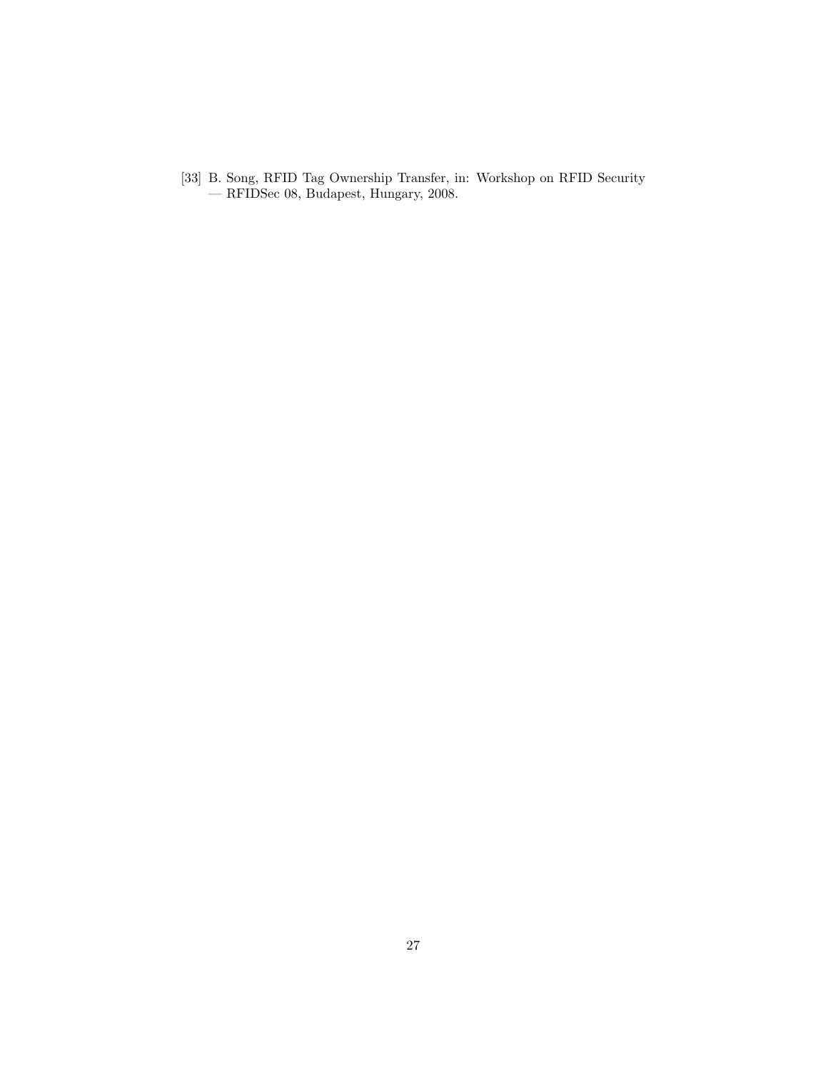[33] B. Song, RFID Tag Ownership Transfer, in: Workshop on RFID Security — RFIDSec 08, Budapest, Hungary, 2008.